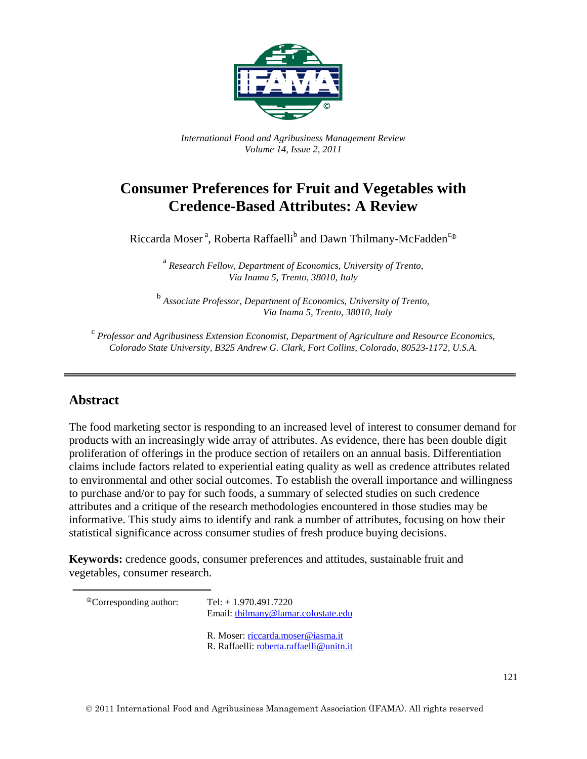*International Food and Agribusiness Management Review*
*Volume 14, Issue 2, 2011*

# Consumer Preferences for Fruit and Vegetables with Credence-Based Attributes: A Review

Riccarda Moser [a], Roberta Raffaelli[b] and Dawn Thilmany-McFadden[c]

[a] *Research Fellow, Department of Economics, University of Trento, Via Inama 5, Trento, 38010, Italy*

[b] *Associate Professor, Department of Economics, University of Trento, Via Inama 5, Trento, 38010, Italy*

[c] *Professor and Agribusiness Extension Economist, Department of Agriculture and Resource Economics, Colorado State University, B325 Andrew G. Clark, Fort Collins, Colorado, 80523-1172, U.S.A.*

---

## Abstract

The food marketing sector is responding to an increased level of interest to consumer demand for products with an increasingly wide array of attributes. As evidence, there has been double digit proliferation of offerings in the produce section of retailers on an annual basis. Differentiation claims include factors related to experiential eating quality as well as credence attributes related to environmental and other social outcomes. To establish the overall importance and willingness to purchase and/or to pay for such foods, a summary of selected studies on such credence attributes and a critique of the research methodologies encountered in those studies may be informative. This study aims to identify and rank a number of attributes, focusing on how their statistical significance across consumer studies of fresh produce buying decisions.

**Keywords:** credence goods, consumer preferences and attitudes, sustainable fruit and vegetables, consumer research.

---

Corresponding author: Tel: + 1.970.491.7220
Email: thilmany@lamar.colostate.edu

R. Moser: riccarda.moser@iasma.it
R. Raffaelli: roberta.raffaelli@unitn.it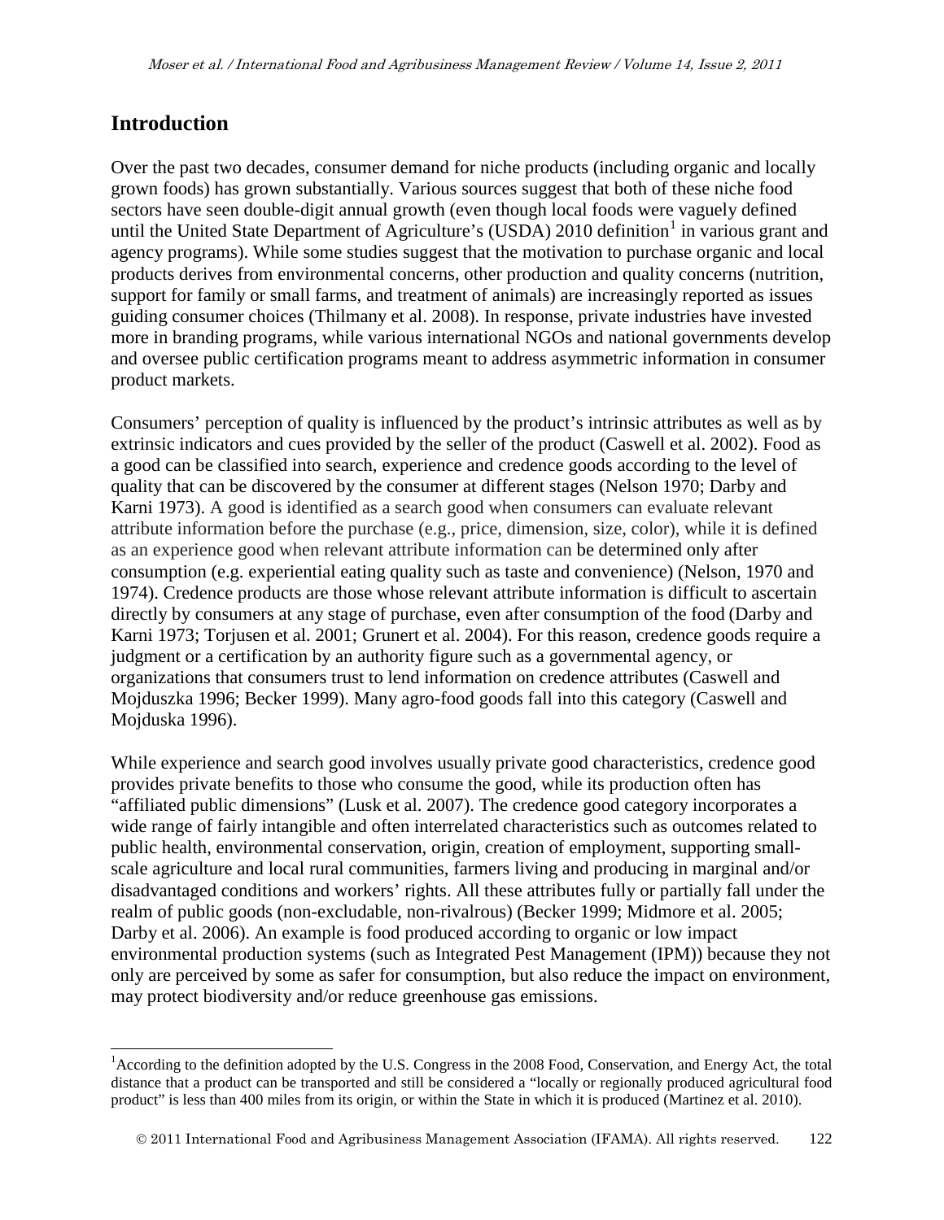## Introduction

Over the past two decades, consumer demand for niche products (including organic and locally grown foods) has grown substantially. Various sources suggest that both of these niche food sectors have seen double-digit annual growth (even though local foods were vaguely defined until the United State Department of Agriculture's (USDA) 2010 definition[1] in various grant and agency programs). While some studies suggest that the motivation to purchase organic and local products derives from environmental concerns, other production and quality concerns (nutrition, support for family or small farms, and treatment of animals) are increasingly reported as issues guiding consumer choices (Thilmany et al. 2008). In response, private industries have invested more in branding programs, while various international NGOs and national governments develop and oversee public certification programs meant to address asymmetric information in consumer product markets.

Consumers' perception of quality is influenced by the product's intrinsic attributes as well as by extrinsic indicators and cues provided by the seller of the product (Caswell et al. 2002). Food as a good can be classified into search, experience and credence goods according to the level of quality that can be discovered by the consumer at different stages (Nelson 1970; Darby and Karni 1973). A good is identified as a search good when consumers can evaluate relevant attribute information before the purchase (e.g., price, dimension, size, color), while it is defined as an experience good when relevant attribute information can be determined only after consumption (e.g. experiential eating quality such as taste and convenience) (Nelson, 1970 and 1974). Credence products are those whose relevant attribute information is difficult to ascertain directly by consumers at any stage of purchase, even after consumption of the food (Darby and Karni 1973; Torjusen et al. 2001; Grunert et al. 2004). For this reason, credence goods require a judgment or a certification by an authority figure such as a governmental agency, or organizations that consumers trust to lend information on credence attributes (Caswell and Mojduszka 1996; Becker 1999). Many agro-food goods fall into this category (Caswell and Mojduska 1996).

While experience and search good involves usually private good characteristics, credence good provides private benefits to those who consume the good, while its production often has "affiliated public dimensions" (Lusk et al. 2007). The credence good category incorporates a wide range of fairly intangible and often interrelated characteristics such as outcomes related to public health, environmental conservation, origin, creation of employment, supporting small-scale agriculture and local rural communities, farmers living and producing in marginal and/or disadvantaged conditions and workers' rights. All these attributes fully or partially fall under the realm of public goods (non-excludable, non-rivalrous) (Becker 1999; Midmore et al. 2005; Darby et al. 2006). An example is food produced according to organic or low impact environmental production systems (such as Integrated Pest Management (IPM)) because they not only are perceived by some as safer for consumption, but also reduce the impact on environment, may protect biodiversity and/or reduce greenhouse gas emissions.

[1] According to the definition adopted by the U.S. Congress in the 2008 Food, Conservation, and Energy Act, the total distance that a product can be transported and still be considered a "locally or regionally produced agricultural food product" is less than 400 miles from its origin, or within the State in which it is produced (Martinez et al. 2010).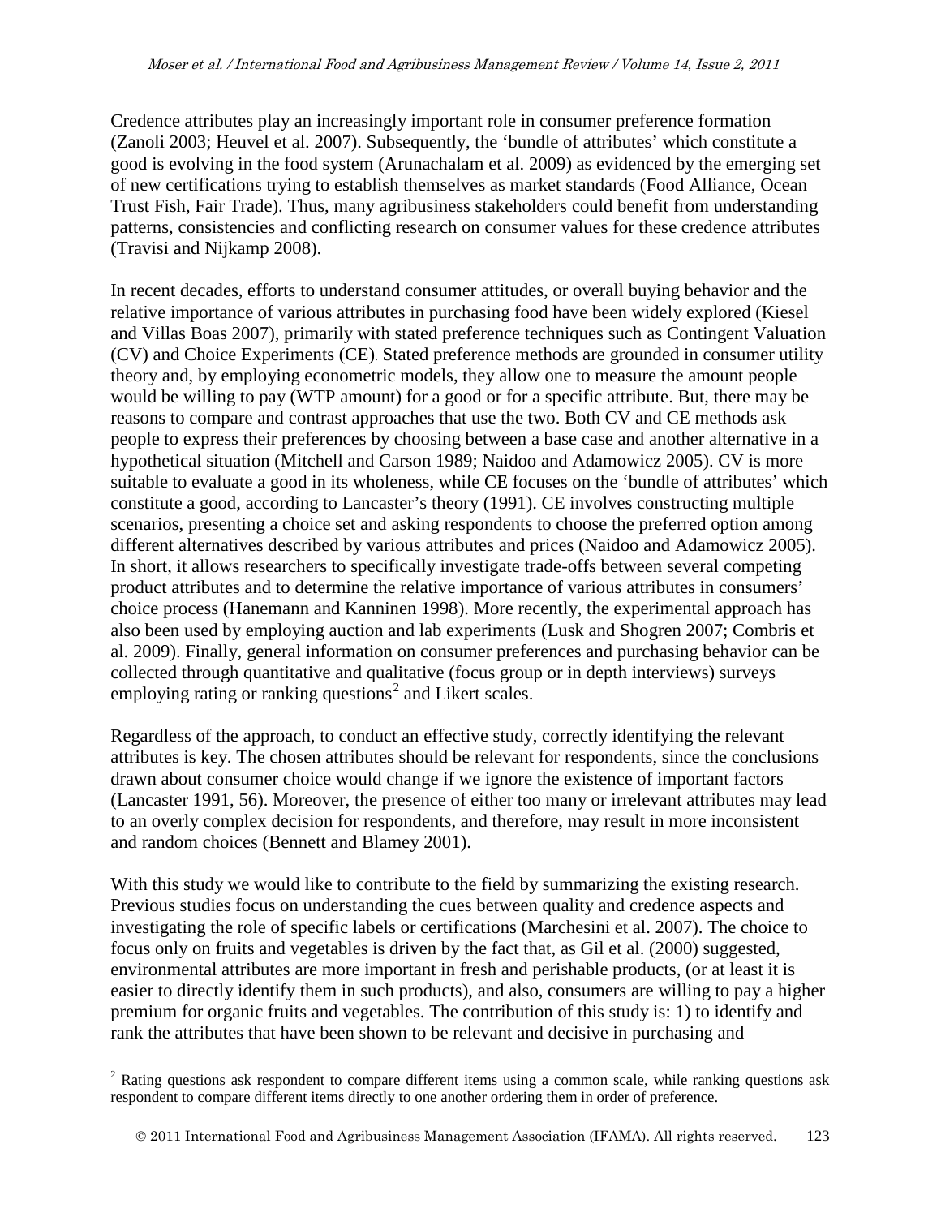Credence attributes play an increasingly important role in consumer preference formation (Zanoli 2003; Heuvel et al. 2007). Subsequently, the 'bundle of attributes' which constitute a good is evolving in the food system (Arunachalam et al. 2009) as evidenced by the emerging set of new certifications trying to establish themselves as market standards (Food Alliance, Ocean Trust Fish, Fair Trade). Thus, many agribusiness stakeholders could benefit from understanding patterns, consistencies and conflicting research on consumer values for these credence attributes (Travisi and Nijkamp 2008).

In recent decades, efforts to understand consumer attitudes, or overall buying behavior and the relative importance of various attributes in purchasing food have been widely explored (Kiesel and Villas Boas 2007), primarily with stated preference techniques such as Contingent Valuation (CV) and Choice Experiments (CE). Stated preference methods are grounded in consumer utility theory and, by employing econometric models, they allow one to measure the amount people would be willing to pay (WTP amount) for a good or for a specific attribute. But, there may be reasons to compare and contrast approaches that use the two. Both CV and CE methods ask people to express their preferences by choosing between a base case and another alternative in a hypothetical situation (Mitchell and Carson 1989; Naidoo and Adamowicz 2005). CV is more suitable to evaluate a good in its wholeness, while CE focuses on the 'bundle of attributes' which constitute a good, according to Lancaster's theory (1991). CE involves constructing multiple scenarios, presenting a choice set and asking respondents to choose the preferred option among different alternatives described by various attributes and prices (Naidoo and Adamowicz 2005). In short, it allows researchers to specifically investigate trade-offs between several competing product attributes and to determine the relative importance of various attributes in consumers' choice process (Hanemann and Kanninen 1998). More recently, the experimental approach has also been used by employing auction and lab experiments (Lusk and Shogren 2007; Combris et al. 2009). Finally, general information on consumer preferences and purchasing behavior can be collected through quantitative and qualitative (focus group or in depth interviews) surveys employing rating or ranking questions[2] and Likert scales.

Regardless of the approach, to conduct an effective study, correctly identifying the relevant attributes is key. The chosen attributes should be relevant for respondents, since the conclusions drawn about consumer choice would change if we ignore the existence of important factors (Lancaster 1991, 56). Moreover, the presence of either too many or irrelevant attributes may lead to an overly complex decision for respondents, and therefore, may result in more inconsistent and random choices (Bennett and Blamey 2001).

With this study we would like to contribute to the field by summarizing the existing research. Previous studies focus on understanding the cues between quality and credence aspects and investigating the role of specific labels or certifications (Marchesini et al. 2007). The choice to focus only on fruits and vegetables is driven by the fact that, as Gil et al. (2000) suggested, environmental attributes are more important in fresh and perishable products, (or at least it is easier to directly identify them in such products), and also, consumers are willing to pay a higher premium for organic fruits and vegetables. The contribution of this study is: 1) to identify and rank the attributes that have been shown to be relevant and decisive in purchasing and

[2] Rating questions ask respondent to compare different items using a common scale, while ranking questions ask respondent to compare different items directly to one another ordering them in order of preference.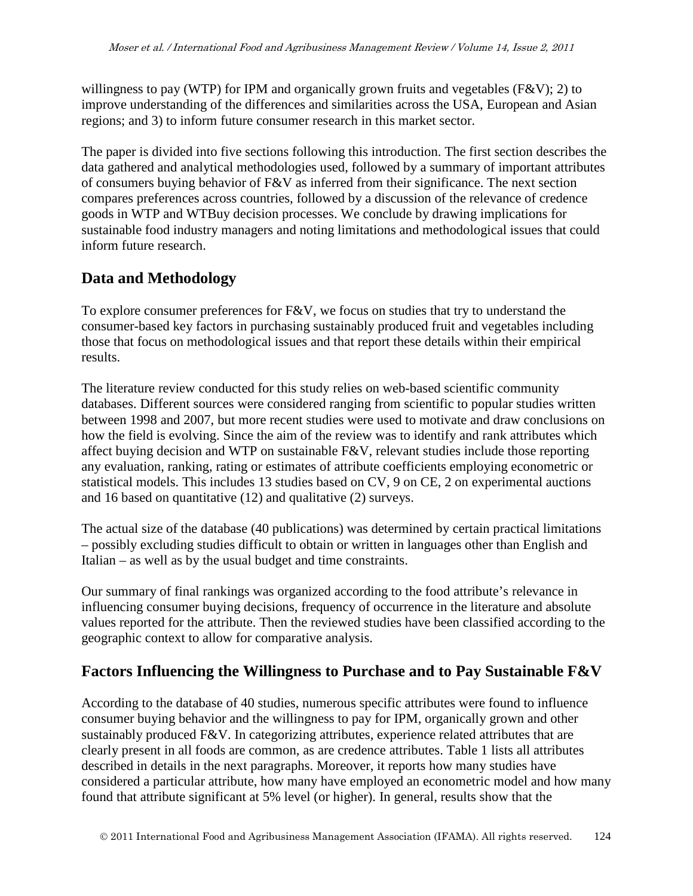willingness to pay (WTP) for IPM and organically grown fruits and vegetables (F&V); 2) to improve understanding of the differences and similarities across the USA, European and Asian regions; and 3) to inform future consumer research in this market sector.

The paper is divided into five sections following this introduction. The first section describes the data gathered and analytical methodologies used, followed by a summary of important attributes of consumers buying behavior of F&V as inferred from their significance. The next section compares preferences across countries, followed by a discussion of the relevance of credence goods in WTP and WTBuy decision processes. We conclude by drawing implications for sustainable food industry managers and noting limitations and methodological issues that could inform future research.

## Data and Methodology

To explore consumer preferences for F&V, we focus on studies that try to understand the consumer-based key factors in purchasing sustainably produced fruit and vegetables including those that focus on methodological issues and that report these details within their empirical results.

The literature review conducted for this study relies on web-based scientific community databases. Different sources were considered ranging from scientific to popular studies written between 1998 and 2007, but more recent studies were used to motivate and draw conclusions on how the field is evolving. Since the aim of the review was to identify and rank attributes which affect buying decision and WTP on sustainable F&V, relevant studies include those reporting any evaluation, ranking, rating or estimates of attribute coefficients employing econometric or statistical models. This includes 13 studies based on CV, 9 on CE, 2 on experimental auctions and 16 based on quantitative (12) and qualitative (2) surveys.

The actual size of the database (40 publications) was determined by certain practical limitations – possibly excluding studies difficult to obtain or written in languages other than English and Italian – as well as by the usual budget and time constraints.

Our summary of final rankings was organized according to the food attribute's relevance in influencing consumer buying decisions, frequency of occurrence in the literature and absolute values reported for the attribute. Then the reviewed studies have been classified according to the geographic context to allow for comparative analysis.

## Factors Influencing the Willingness to Purchase and to Pay Sustainable F&V

According to the database of 40 studies, numerous specific attributes were found to influence consumer buying behavior and the willingness to pay for IPM, organically grown and other sustainably produced F&V. In categorizing attributes, experience related attributes that are clearly present in all foods are common, as are credence attributes. Table 1 lists all attributes described in details in the next paragraphs. Moreover, it reports how many studies have considered a particular attribute, how many have employed an econometric model and how many found that attribute significant at 5% level (or higher). In general, results show that the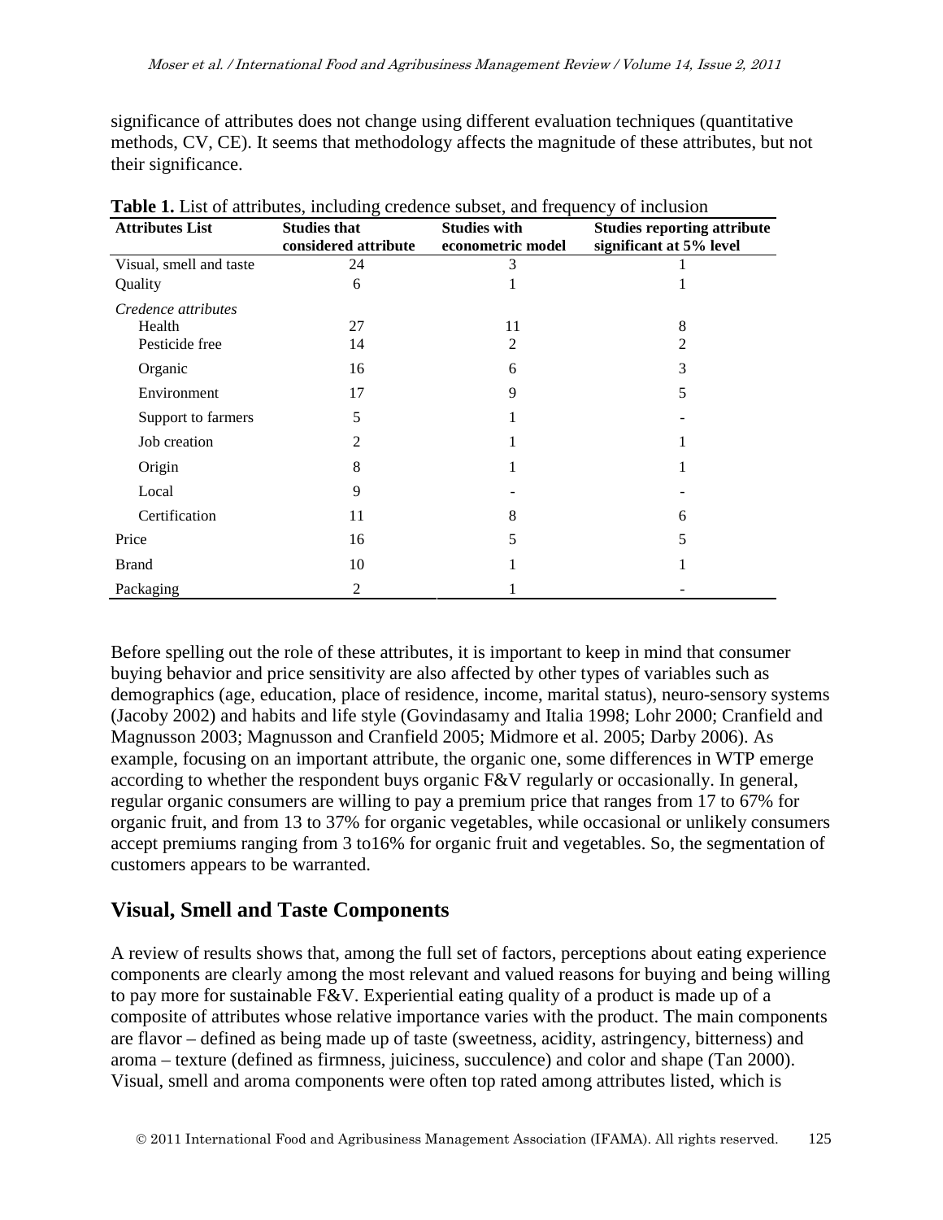significance of attributes does not change using different evaluation techniques (quantitative methods, CV, CE). It seems that methodology affects the magnitude of these attributes, but not their significance.

**Table 1.** List of attributes, including credence subset, and frequency of inclusion

| Attributes List | Studies that considered attribute | Studies with econometric model | Studies reporting attribute significant at 5% level |
|---|---|---|---|
| Visual, smell and taste | 24 | 3 | 1 |
| Quality | 6 | 1 | 1 |
| *Credence attributes* | | | |
| Health | 27 | 11 | 8 |
| Pesticide free | 14 | 2 | 2 |
| Organic | 16 | 6 | 3 |
| Environment | 17 | 9 | 5 |
| Support to farmers | 5 | 1 | - |
| Job creation | 2 | 1 | 1 |
| Origin | 8 | 1 | 1 |
| Local | 9 | - | - |
| Certification | 11 | 8 | 6 |
| Price | 16 | 5 | 5 |
| Brand | 10 | 1 | 1 |
| Packaging | 2 | 1 | - |

Before spelling out the role of these attributes, it is important to keep in mind that consumer buying behavior and price sensitivity are also affected by other types of variables such as demographics (age, education, place of residence, income, marital status), neuro-sensory systems (Jacoby 2002) and habits and life style (Govindasamy and Italia 1998; Lohr 2000; Cranfield and Magnusson 2003; Magnusson and Cranfield 2005; Midmore et al. 2005; Darby 2006). As example, focusing on an important attribute, the organic one, some differences in WTP emerge according to whether the respondent buys organic F&V regularly or occasionally. In general, regular organic consumers are willing to pay a premium price that ranges from 17 to 67% for organic fruit, and from 13 to 37% for organic vegetables, while occasional or unlikely consumers accept premiums ranging from 3 to16% for organic fruit and vegetables. So, the segmentation of customers appears to be warranted.

## Visual, Smell and Taste Components

A review of results shows that, among the full set of factors, perceptions about eating experience components are clearly among the most relevant and valued reasons for buying and being willing to pay more for sustainable F&V. Experiential eating quality of a product is made up of a composite of attributes whose relative importance varies with the product. The main components are flavor – defined as being made up of taste (sweetness, acidity, astringency, bitterness) and aroma – texture (defined as firmness, juiciness, succulence) and color and shape (Tan 2000). Visual, smell and aroma components were often top rated among attributes listed, which is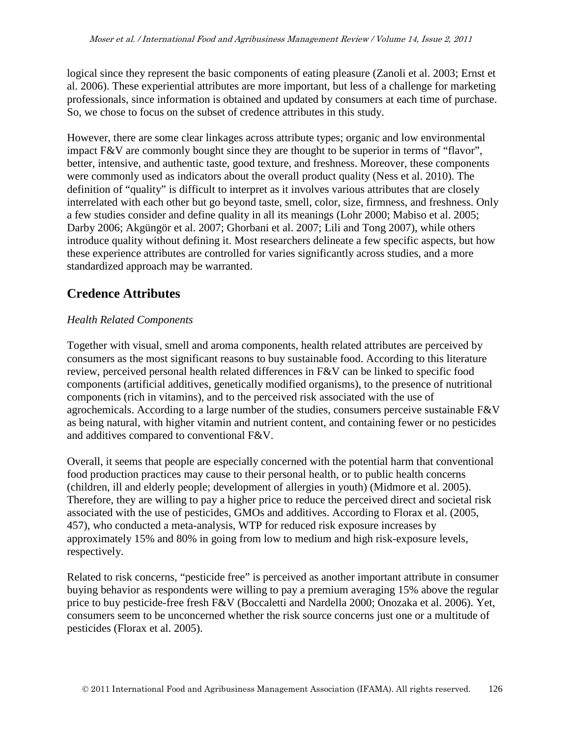logical since they represent the basic components of eating pleasure (Zanoli et al. 2003; Ernst et al. 2006). These experiential attributes are more important, but less of a challenge for marketing professionals, since information is obtained and updated by consumers at each time of purchase. So, we chose to focus on the subset of credence attributes in this study.

However, there are some clear linkages across attribute types; organic and low environmental impact F&V are commonly bought since they are thought to be superior in terms of "flavor", better, intensive, and authentic taste, good texture, and freshness. Moreover, these components were commonly used as indicators about the overall product quality (Ness et al. 2010). The definition of "quality" is difficult to interpret as it involves various attributes that are closely interrelated with each other but go beyond taste, smell, color, size, firmness, and freshness. Only a few studies consider and define quality in all its meanings (Lohr 2000; Mabiso et al. 2005; Darby 2006; Akgüngör et al. 2007; Ghorbani et al. 2007; Lili and Tong 2007), while others introduce quality without defining it. Most researchers delineate a few specific aspects, but how these experience attributes are controlled for varies significantly across studies, and a more standardized approach may be warranted.

## Credence Attributes

*Health Related Components*

Together with visual, smell and aroma components, health related attributes are perceived by consumers as the most significant reasons to buy sustainable food. According to this literature review, perceived personal health related differences in F&V can be linked to specific food components (artificial additives, genetically modified organisms), to the presence of nutritional components (rich in vitamins), and to the perceived risk associated with the use of agrochemicals. According to a large number of the studies, consumers perceive sustainable F&V as being natural, with higher vitamin and nutrient content, and containing fewer or no pesticides and additives compared to conventional F&V.

Overall, it seems that people are especially concerned with the potential harm that conventional food production practices may cause to their personal health, or to public health concerns (children, ill and elderly people; development of allergies in youth) (Midmore et al. 2005). Therefore, they are willing to pay a higher price to reduce the perceived direct and societal risk associated with the use of pesticides, GMOs and additives. According to Florax et al. (2005, 457), who conducted a meta-analysis, WTP for reduced risk exposure increases by approximately 15% and 80% in going from low to medium and high risk-exposure levels, respectively.

Related to risk concerns, "pesticide free" is perceived as another important attribute in consumer buying behavior as respondents were willing to pay a premium averaging 15% above the regular price to buy pesticide-free fresh F&V (Boccaletti and Nardella 2000; Onozaka et al. 2006). Yet, consumers seem to be unconcerned whether the risk source concerns just one or a multitude of pesticides (Florax et al. 2005).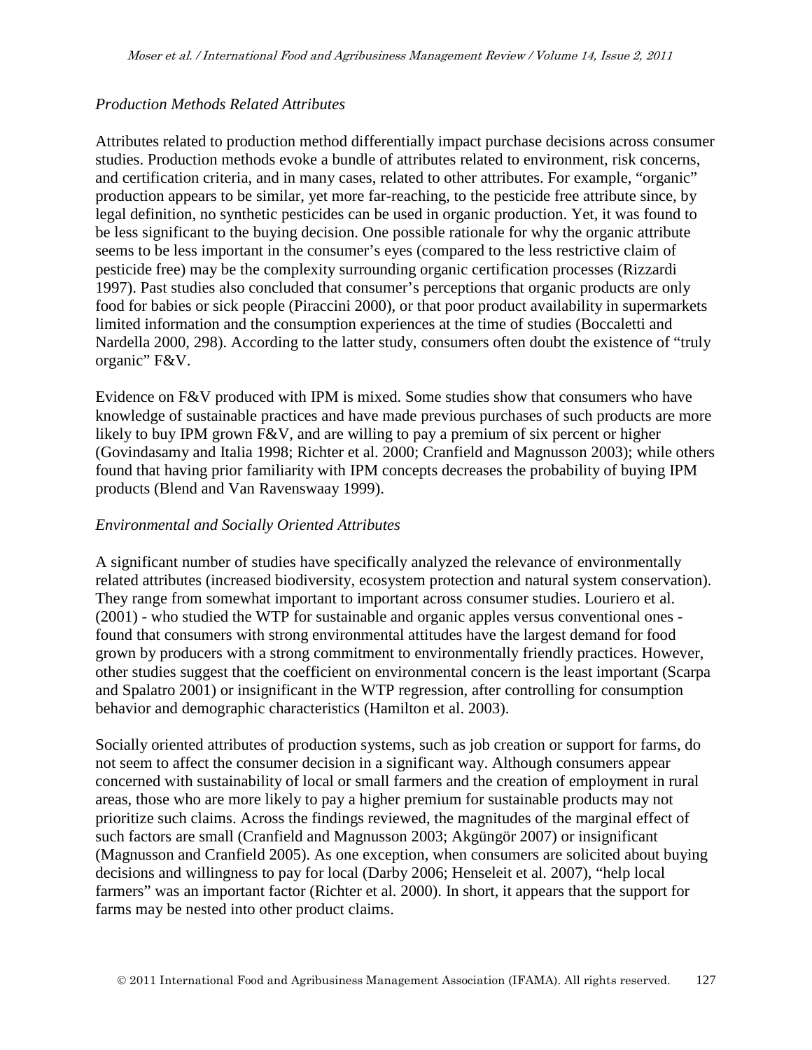*Production Methods Related Attributes*

Attributes related to production method differentially impact purchase decisions across consumer studies. Production methods evoke a bundle of attributes related to environment, risk concerns, and certification criteria, and in many cases, related to other attributes. For example, "organic" production appears to be similar, yet more far-reaching, to the pesticide free attribute since, by legal definition, no synthetic pesticides can be used in organic production. Yet, it was found to be less significant to the buying decision. One possible rationale for why the organic attribute seems to be less important in the consumer's eyes (compared to the less restrictive claim of pesticide free) may be the complexity surrounding organic certification processes (Rizzardi 1997). Past studies also concluded that consumer's perceptions that organic products are only food for babies or sick people (Piraccini 2000), or that poor product availability in supermarkets limited information and the consumption experiences at the time of studies (Boccaletti and Nardella 2000, 298). According to the latter study, consumers often doubt the existence of "truly organic" F&V.

Evidence on F&V produced with IPM is mixed. Some studies show that consumers who have knowledge of sustainable practices and have made previous purchases of such products are more likely to buy IPM grown F&V, and are willing to pay a premium of six percent or higher (Govindasamy and Italia 1998; Richter et al. 2000; Cranfield and Magnusson 2003); while others found that having prior familiarity with IPM concepts decreases the probability of buying IPM products (Blend and Van Ravenswaay 1999).

*Environmental and Socially Oriented Attributes*

A significant number of studies have specifically analyzed the relevance of environmentally related attributes (increased biodiversity, ecosystem protection and natural system conservation). They range from somewhat important to important across consumer studies. Louriero et al. (2001) - who studied the WTP for sustainable and organic apples versus conventional ones - found that consumers with strong environmental attitudes have the largest demand for food grown by producers with a strong commitment to environmentally friendly practices. However, other studies suggest that the coefficient on environmental concern is the least important (Scarpa and Spalatro 2001) or insignificant in the WTP regression, after controlling for consumption behavior and demographic characteristics (Hamilton et al. 2003).

Socially oriented attributes of production systems, such as job creation or support for farms, do not seem to affect the consumer decision in a significant way. Although consumers appear concerned with sustainability of local or small farmers and the creation of employment in rural areas, those who are more likely to pay a higher premium for sustainable products may not prioritize such claims. Across the findings reviewed, the magnitudes of the marginal effect of such factors are small (Cranfield and Magnusson 2003; Akgüngör 2007) or insignificant (Magnusson and Cranfield 2005). As one exception, when consumers are solicited about buying decisions and willingness to pay for local (Darby 2006; Henseleit et al. 2007), "help local farmers" was an important factor (Richter et al. 2000). In short, it appears that the support for farms may be nested into other product claims.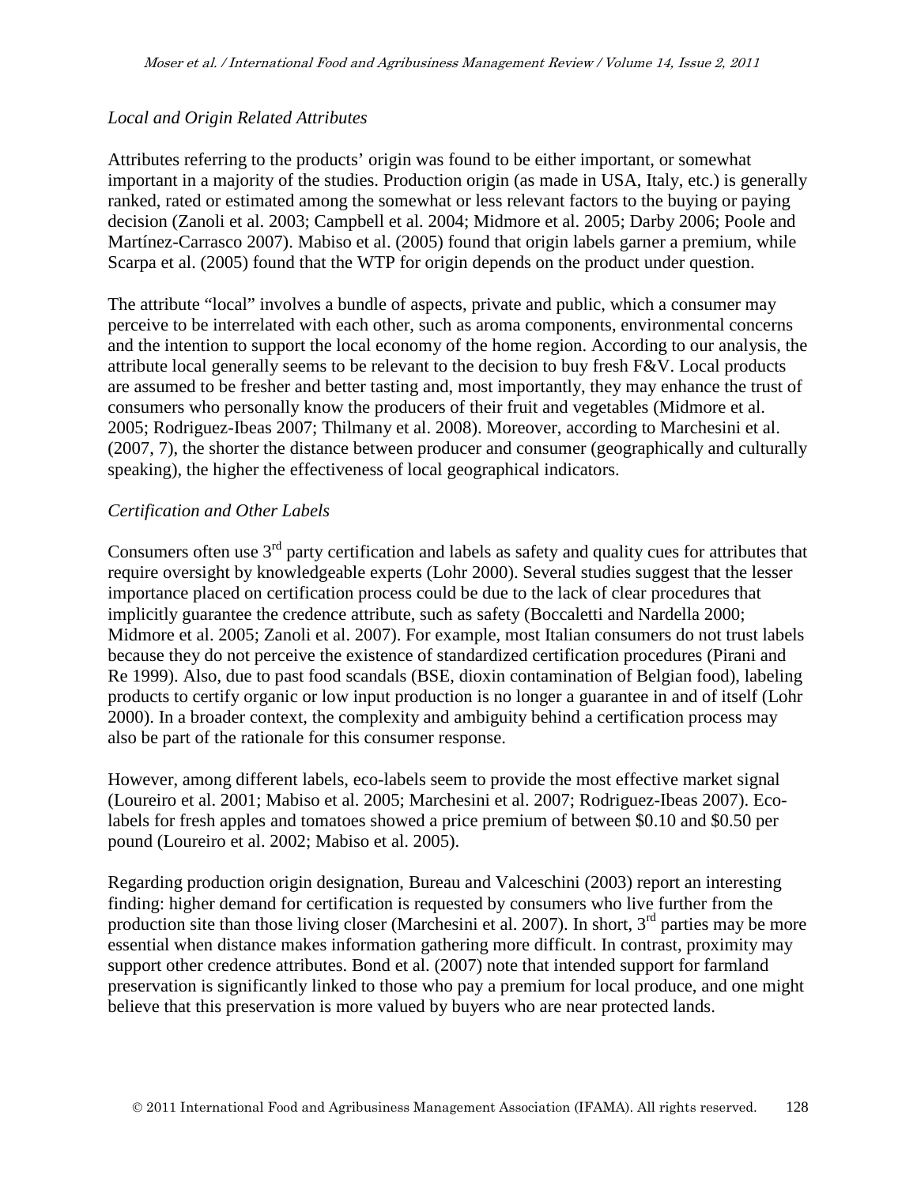*Local and Origin Related Attributes*

Attributes referring to the products' origin was found to be either important, or somewhat important in a majority of the studies. Production origin (as made in USA, Italy, etc.) is generally ranked, rated or estimated among the somewhat or less relevant factors to the buying or paying decision (Zanoli et al. 2003; Campbell et al. 2004; Midmore et al. 2005; Darby 2006; Poole and Martínez-Carrasco 2007). Mabiso et al. (2005) found that origin labels garner a premium, while Scarpa et al. (2005) found that the WTP for origin depends on the product under question.

The attribute "local" involves a bundle of aspects, private and public, which a consumer may perceive to be interrelated with each other, such as aroma components, environmental concerns and the intention to support the local economy of the home region. According to our analysis, the attribute local generally seems to be relevant to the decision to buy fresh F&V. Local products are assumed to be fresher and better tasting and, most importantly, they may enhance the trust of consumers who personally know the producers of their fruit and vegetables (Midmore et al. 2005; Rodriguez-Ibeas 2007; Thilmany et al. 2008). Moreover, according to Marchesini et al. (2007, 7), the shorter the distance between producer and consumer (geographically and culturally speaking), the higher the effectiveness of local geographical indicators.

*Certification and Other Labels*

Consumers often use 3rd party certification and labels as safety and quality cues for attributes that require oversight by knowledgeable experts (Lohr 2000). Several studies suggest that the lesser importance placed on certification process could be due to the lack of clear procedures that implicitly guarantee the credence attribute, such as safety (Boccaletti and Nardella 2000; Midmore et al. 2005; Zanoli et al. 2007). For example, most Italian consumers do not trust labels because they do not perceive the existence of standardized certification procedures (Pirani and Re 1999). Also, due to past food scandals (BSE, dioxin contamination of Belgian food), labeling products to certify organic or low input production is no longer a guarantee in and of itself (Lohr 2000). In a broader context, the complexity and ambiguity behind a certification process may also be part of the rationale for this consumer response.

However, among different labels, eco-labels seem to provide the most effective market signal (Loureiro et al. 2001; Mabiso et al. 2005; Marchesini et al. 2007; Rodriguez-Ibeas 2007). Eco-labels for fresh apples and tomatoes showed a price premium of between \$0.10 and \$0.50 per pound (Loureiro et al. 2002; Mabiso et al. 2005).

Regarding production origin designation, Bureau and Valceschini (2003) report an interesting finding: higher demand for certification is requested by consumers who live further from the production site than those living closer (Marchesini et al. 2007). In short, 3rd parties may be more essential when distance makes information gathering more difficult. In contrast, proximity may support other credence attributes. Bond et al. (2007) note that intended support for farmland preservation is significantly linked to those who pay a premium for local produce, and one might believe that this preservation is more valued by buyers who are near protected lands.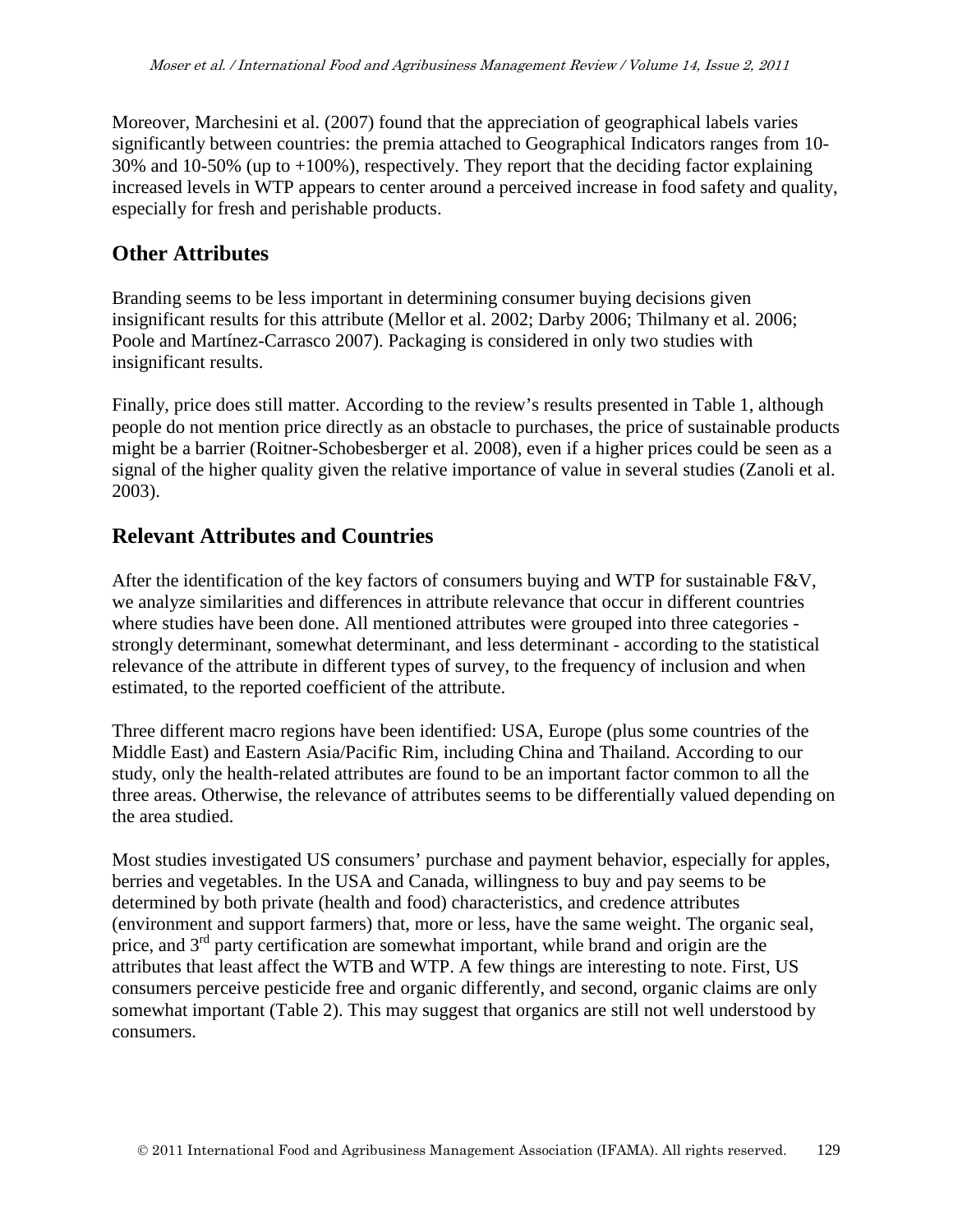Moreover, Marchesini et al. (2007) found that the appreciation of geographical labels varies significantly between countries: the premia attached to Geographical Indicators ranges from 10-30% and 10-50% (up to +100%), respectively. They report that the deciding factor explaining increased levels in WTP appears to center around a perceived increase in food safety and quality, especially for fresh and perishable products.

## Other Attributes

Branding seems to be less important in determining consumer buying decisions given insignificant results for this attribute (Mellor et al. 2002; Darby 2006; Thilmany et al. 2006; Poole and Martínez-Carrasco 2007). Packaging is considered in only two studies with insignificant results.

Finally, price does still matter. According to the review's results presented in Table 1, although people do not mention price directly as an obstacle to purchases, the price of sustainable products might be a barrier (Roitner-Schobesberger et al. 2008), even if a higher prices could be seen as a signal of the higher quality given the relative importance of value in several studies (Zanoli et al. 2003).

## Relevant Attributes and Countries

After the identification of the key factors of consumers buying and WTP for sustainable F&V, we analyze similarities and differences in attribute relevance that occur in different countries where studies have been done. All mentioned attributes were grouped into three categories - strongly determinant, somewhat determinant, and less determinant - according to the statistical relevance of the attribute in different types of survey, to the frequency of inclusion and when estimated, to the reported coefficient of the attribute.

Three different macro regions have been identified: USA, Europe (plus some countries of the Middle East) and Eastern Asia/Pacific Rim, including China and Thailand. According to our study, only the health-related attributes are found to be an important factor common to all the three areas. Otherwise, the relevance of attributes seems to be differentially valued depending on the area studied.

Most studies investigated US consumers' purchase and payment behavior, especially for apples, berries and vegetables. In the USA and Canada, willingness to buy and pay seems to be determined by both private (health and food) characteristics, and credence attributes (environment and support farmers) that, more or less, have the same weight. The organic seal, price, and 3rd party certification are somewhat important, while brand and origin are the attributes that least affect the WTB and WTP. A few things are interesting to note. First, US consumers perceive pesticide free and organic differently, and second, organic claims are only somewhat important (Table 2). This may suggest that organics are still not well understood by consumers.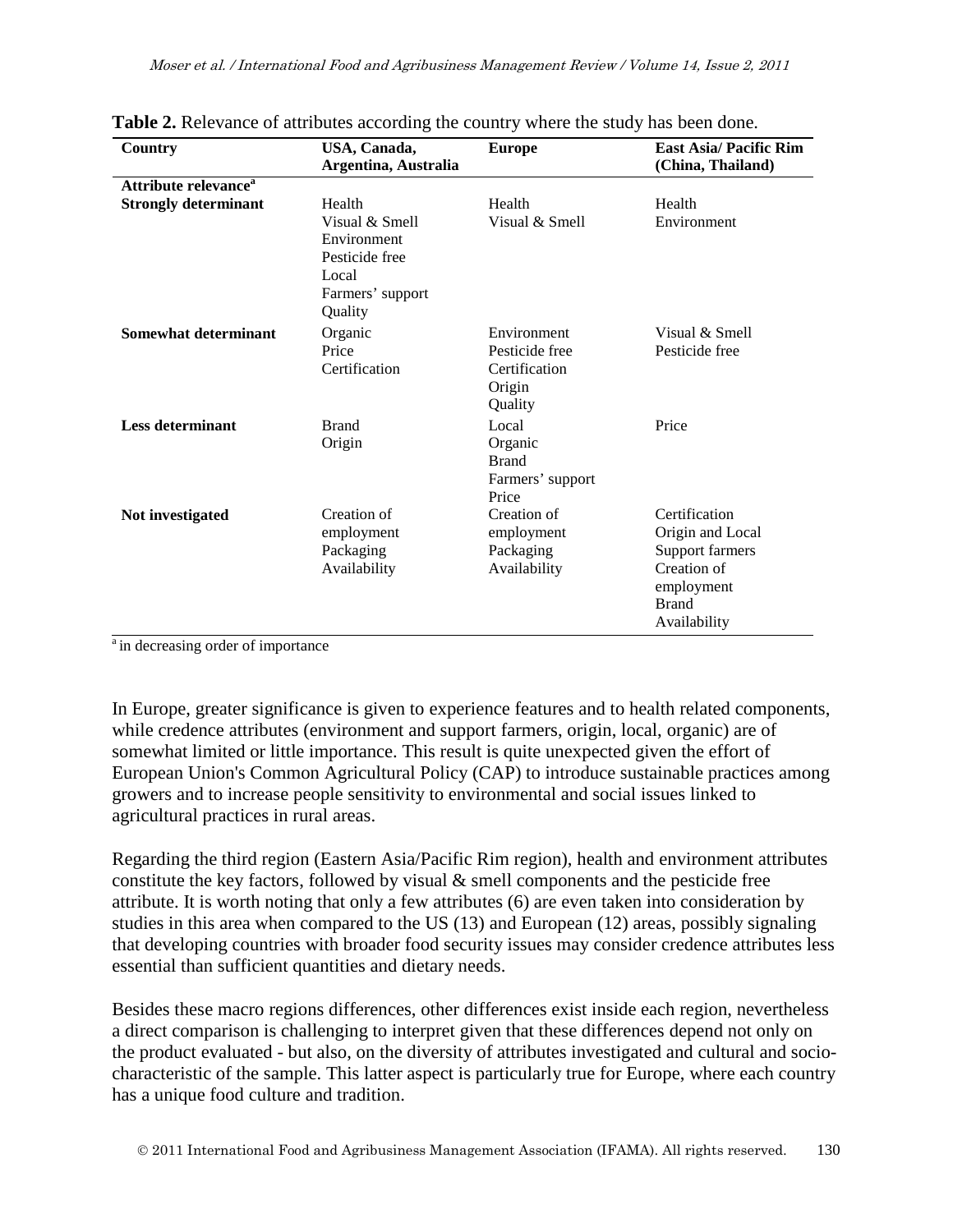**Table 2.** Relevance of attributes according the country where the study has been done.

| Country | USA, Canada, Argentina, Australia | Europe | East Asia/ Pacific Rim (China, Thailand) |
|---|---|---|---|
| **Attribute relevance**[a] | | | |
| **Strongly determinant** | Health<br>Visual & Smell<br>Environment<br>Pesticide free<br>Local<br>Farmers' support<br>Quality | Health<br>Visual & Smell | Health<br>Environment |
| **Somewhat determinant** | Organic<br>Price<br>Certification | Environment<br>Pesticide free<br>Certification<br>Origin<br>Quality | Visual & Smell<br>Pesticide free |
| **Less determinant** | Brand<br>Origin | Local<br>Organic<br>Brand<br>Farmers' support<br>Price | Price |
| **Not investigated** | Creation of employment<br>Packaging<br>Availability | Creation of employment<br>Packaging<br>Availability | Certification<br>Origin and Local<br>Support farmers<br>Creation of employment<br>Brand<br>Availability |

[a] in decreasing order of importance

In Europe, greater significance is given to experience features and to health related components, while credence attributes (environment and support farmers, origin, local, organic) are of somewhat limited or little importance. This result is quite unexpected given the effort of European Union's Common Agricultural Policy (CAP) to introduce sustainable practices among growers and to increase people sensitivity to environmental and social issues linked to agricultural practices in rural areas.

Regarding the third region (Eastern Asia/Pacific Rim region), health and environment attributes constitute the key factors, followed by visual & smell components and the pesticide free attribute. It is worth noting that only a few attributes (6) are even taken into consideration by studies in this area when compared to the US (13) and European (12) areas, possibly signaling that developing countries with broader food security issues may consider credence attributes less essential than sufficient quantities and dietary needs.

Besides these macro regions differences, other differences exist inside each region, nevertheless a direct comparison is challenging to interpret given that these differences depend not only on the product evaluated - but also, on the diversity of attributes investigated and cultural and socio-characteristic of the sample. This latter aspect is particularly true for Europe, where each country has a unique food culture and tradition.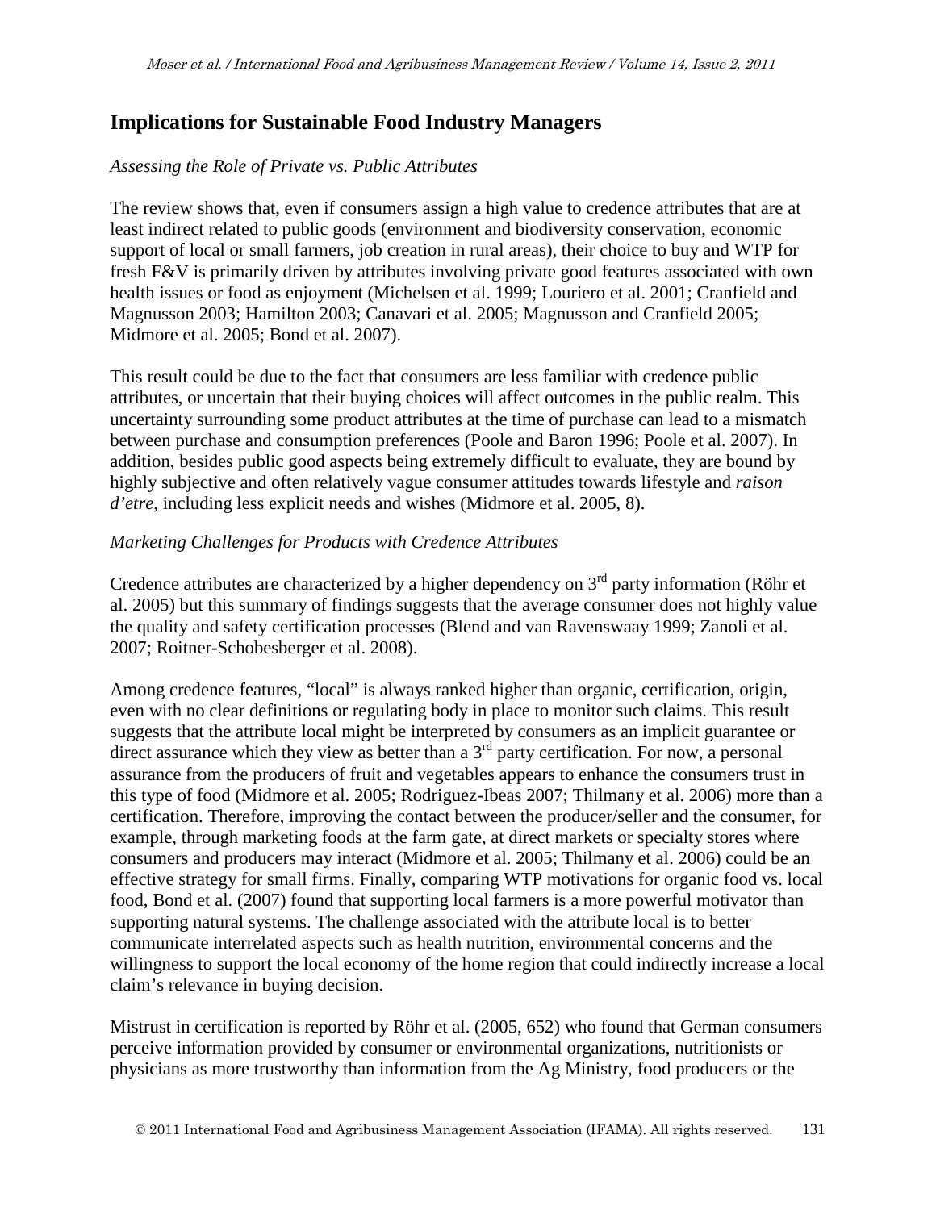## Implications for Sustainable Food Industry Managers

*Assessing the Role of Private vs. Public Attributes*

The review shows that, even if consumers assign a high value to credence attributes that are at least indirect related to public goods (environment and biodiversity conservation, economic support of local or small farmers, job creation in rural areas), their choice to buy and WTP for fresh F&V is primarily driven by attributes involving private good features associated with own health issues or food as enjoyment (Michelsen et al. 1999; Louriero et al. 2001; Cranfield and Magnusson 2003; Hamilton 2003; Canavari et al. 2005; Magnusson and Cranfield 2005; Midmore et al. 2005; Bond et al. 2007).

This result could be due to the fact that consumers are less familiar with credence public attributes, or uncertain that their buying choices will affect outcomes in the public realm. This uncertainty surrounding some product attributes at the time of purchase can lead to a mismatch between purchase and consumption preferences (Poole and Baron 1996; Poole et al. 2007). In addition, besides public good aspects being extremely difficult to evaluate, they are bound by highly subjective and often relatively vague consumer attitudes towards lifestyle and *raison d'etre*, including less explicit needs and wishes (Midmore et al. 2005, 8).

*Marketing Challenges for Products with Credence Attributes*

Credence attributes are characterized by a higher dependency on 3[rd] party information (Röhr et al. 2005) but this summary of findings suggests that the average consumer does not highly value the quality and safety certification processes (Blend and van Ravenswaay 1999; Zanoli et al. 2007; Roitner-Schobesberger et al. 2008).

Among credence features, "local" is always ranked higher than organic, certification, origin, even with no clear definitions or regulating body in place to monitor such claims. This result suggests that the attribute local might be interpreted by consumers as an implicit guarantee or direct assurance which they view as better than a 3[rd] party certification. For now, a personal assurance from the producers of fruit and vegetables appears to enhance the consumers trust in this type of food (Midmore et al. 2005; Rodriguez-Ibeas 2007; Thilmany et al. 2006) more than a certification. Therefore, improving the contact between the producer/seller and the consumer, for example, through marketing foods at the farm gate, at direct markets or specialty stores where consumers and producers may interact (Midmore et al. 2005; Thilmany et al. 2006) could be an effective strategy for small firms. Finally, comparing WTP motivations for organic food vs. local food, Bond et al. (2007) found that supporting local farmers is a more powerful motivator than supporting natural systems. The challenge associated with the attribute local is to better communicate interrelated aspects such as health nutrition, environmental concerns and the willingness to support the local economy of the home region that could indirectly increase a local claim's relevance in buying decision.

Mistrust in certification is reported by Röhr et al. (2005, 652) who found that German consumers perceive information provided by consumer or environmental organizations, nutritionists or physicians as more trustworthy than information from the Ag Ministry, food producers or the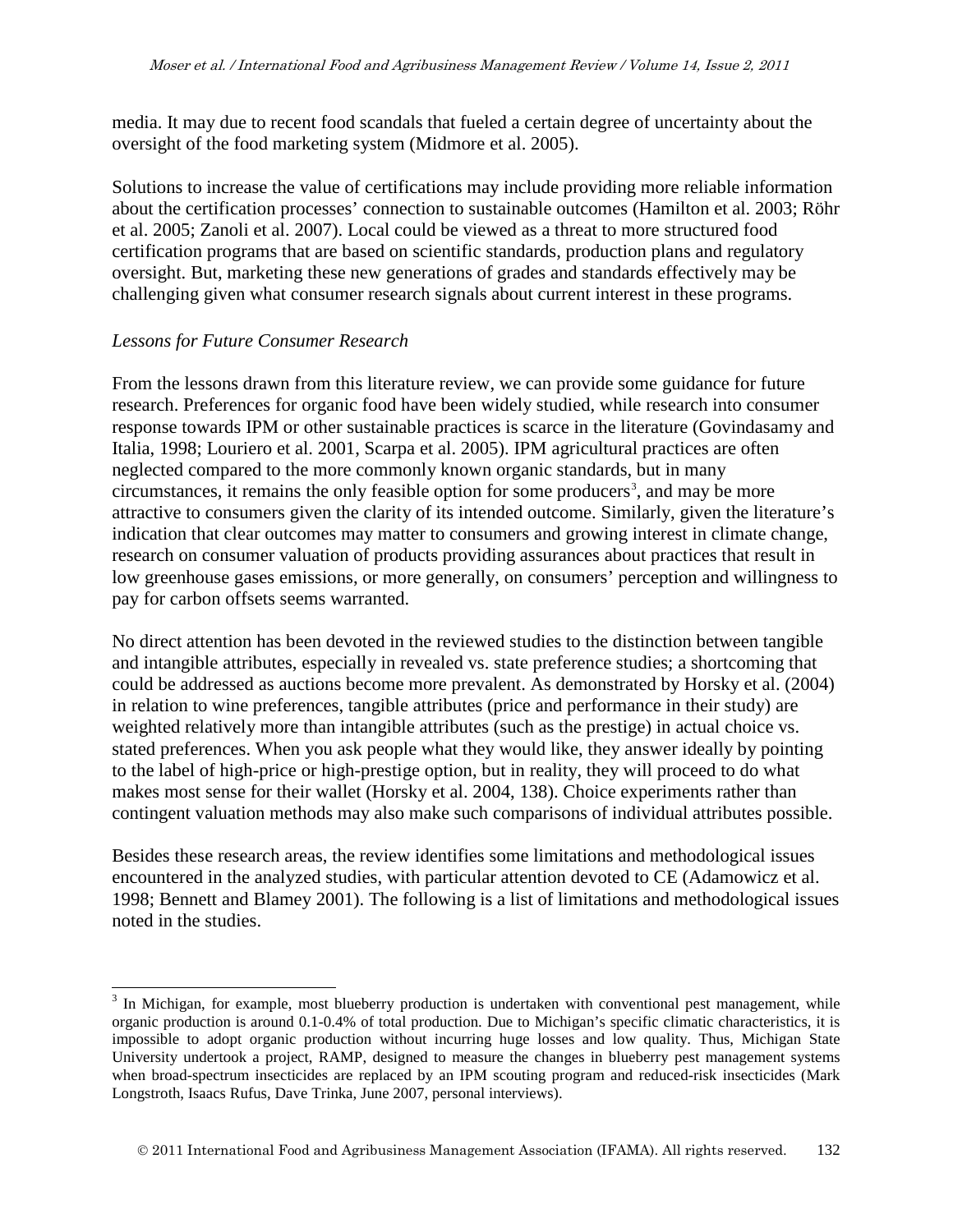media. It may due to recent food scandals that fueled a certain degree of uncertainty about the oversight of the food marketing system (Midmore et al. 2005).

Solutions to increase the value of certifications may include providing more reliable information about the certification processes' connection to sustainable outcomes (Hamilton et al. 2003; Röhr et al. 2005; Zanoli et al. 2007). Local could be viewed as a threat to more structured food certification programs that are based on scientific standards, production plans and regulatory oversight. But, marketing these new generations of grades and standards effectively may be challenging given what consumer research signals about current interest in these programs.

*Lessons for Future Consumer Research*

From the lessons drawn from this literature review, we can provide some guidance for future research. Preferences for organic food have been widely studied, while research into consumer response towards IPM or other sustainable practices is scarce in the literature (Govindasamy and Italia, 1998; Louriero et al. 2001, Scarpa et al. 2005). IPM agricultural practices are often neglected compared to the more commonly known organic standards, but in many circumstances, it remains the only feasible option for some producers[3], and may be more attractive to consumers given the clarity of its intended outcome. Similarly, given the literature's indication that clear outcomes may matter to consumers and growing interest in climate change, research on consumer valuation of products providing assurances about practices that result in low greenhouse gases emissions, or more generally, on consumers' perception and willingness to pay for carbon offsets seems warranted.

No direct attention has been devoted in the reviewed studies to the distinction between tangible and intangible attributes, especially in revealed vs. state preference studies; a shortcoming that could be addressed as auctions become more prevalent. As demonstrated by Horsky et al. (2004) in relation to wine preferences, tangible attributes (price and performance in their study) are weighted relatively more than intangible attributes (such as the prestige) in actual choice vs. stated preferences. When you ask people what they would like, they answer ideally by pointing to the label of high-price or high-prestige option, but in reality, they will proceed to do what makes most sense for their wallet (Horsky et al. 2004, 138). Choice experiments rather than contingent valuation methods may also make such comparisons of individual attributes possible.

Besides these research areas, the review identifies some limitations and methodological issues encountered in the analyzed studies, with particular attention devoted to CE (Adamowicz et al. 1998; Bennett and Blamey 2001). The following is a list of limitations and methodological issues noted in the studies.

[3] In Michigan, for example, most blueberry production is undertaken with conventional pest management, while organic production is around 0.1-0.4% of total production. Due to Michigan's specific climatic characteristics, it is impossible to adopt organic production without incurring huge losses and low quality. Thus, Michigan State University undertook a project, RAMP, designed to measure the changes in blueberry pest management systems when broad-spectrum insecticides are replaced by an IPM scouting program and reduced-risk insecticides (Mark Longstroth, Isaacs Rufus, Dave Trinka, June 2007, personal interviews).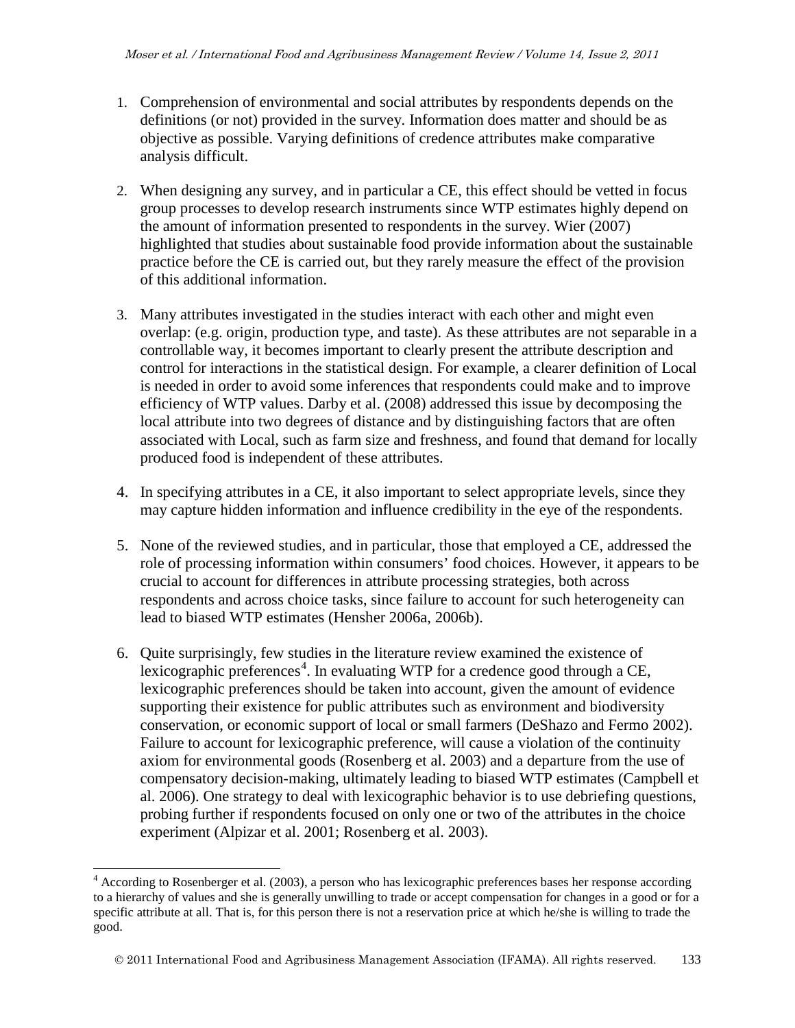1. Comprehension of environmental and social attributes by respondents depends on the definitions (or not) provided in the survey. Information does matter and should be as objective as possible. Varying definitions of credence attributes make comparative analysis difficult.

2. When designing any survey, and in particular a CE, this effect should be vetted in focus group processes to develop research instruments since WTP estimates highly depend on the amount of information presented to respondents in the survey. Wier (2007) highlighted that studies about sustainable food provide information about the sustainable practice before the CE is carried out, but they rarely measure the effect of the provision of this additional information.

3. Many attributes investigated in the studies interact with each other and might even overlap: (e.g. origin, production type, and taste). As these attributes are not separable in a controllable way, it becomes important to clearly present the attribute description and control for interactions in the statistical design. For example, a clearer definition of Local is needed in order to avoid some inferences that respondents could make and to improve efficiency of WTP values. Darby et al. (2008) addressed this issue by decomposing the local attribute into two degrees of distance and by distinguishing factors that are often associated with Local, such as farm size and freshness, and found that demand for locally produced food is independent of these attributes.

4. In specifying attributes in a CE, it also important to select appropriate levels, since they may capture hidden information and influence credibility in the eye of the respondents.

5. None of the reviewed studies, and in particular, those that employed a CE, addressed the role of processing information within consumers' food choices. However, it appears to be crucial to account for differences in attribute processing strategies, both across respondents and across choice tasks, since failure to account for such heterogeneity can lead to biased WTP estimates (Hensher 2006a, 2006b).

6. Quite surprisingly, few studies in the literature review examined the existence of lexicographic preferences[4]. In evaluating WTP for a credence good through a CE, lexicographic preferences should be taken into account, given the amount of evidence supporting their existence for public attributes such as environment and biodiversity conservation, or economic support of local or small farmers (DeShazo and Fermo 2002). Failure to account for lexicographic preference, will cause a violation of the continuity axiom for environmental goods (Rosenberg et al. 2003) and a departure from the use of compensatory decision-making, ultimately leading to biased WTP estimates (Campbell et al. 2006). One strategy to deal with lexicographic behavior is to use debriefing questions, probing further if respondents focused on only one or two of the attributes in the choice experiment (Alpizar et al. 2001; Rosenberg et al. 2003).

---

[4] According to Rosenberger et al. (2003), a person who has lexicographic preferences bases her response according to a hierarchy of values and she is generally unwilling to trade or accept compensation for changes in a good or for a specific attribute at all. That is, for this person there is not a reservation price at which he/she is willing to trade the good.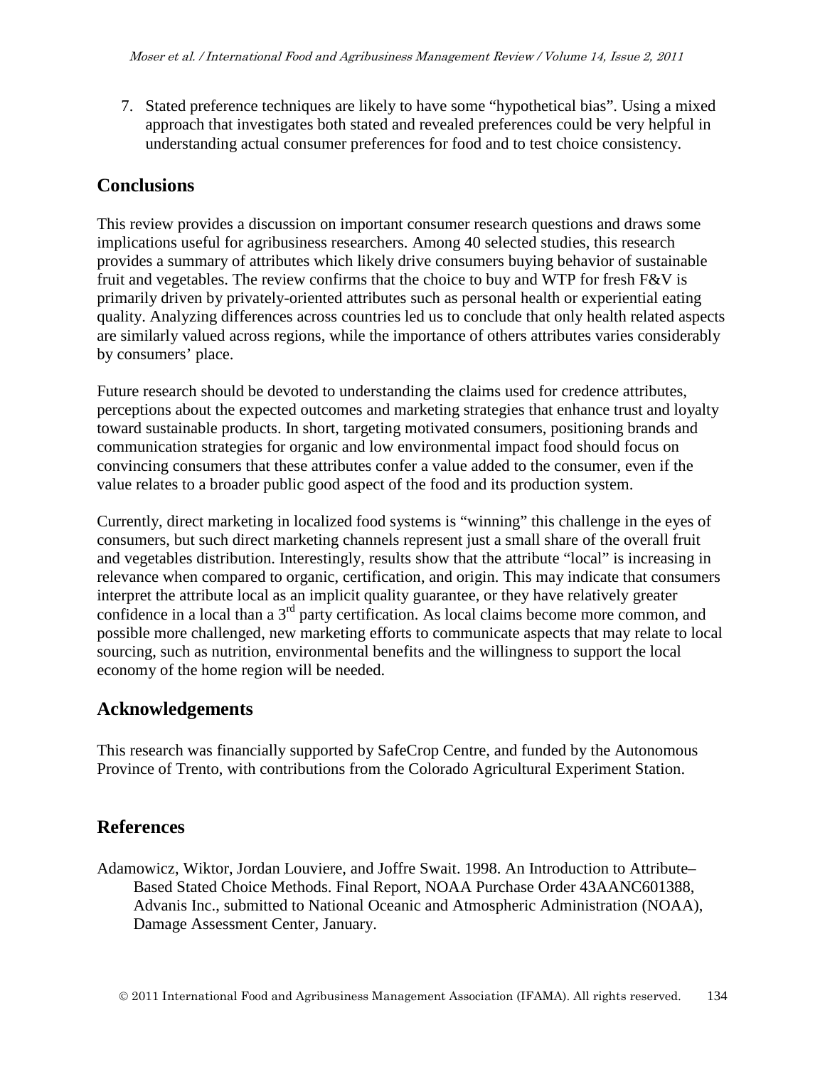7. Stated preference techniques are likely to have some "hypothetical bias". Using a mixed approach that investigates both stated and revealed preferences could be very helpful in understanding actual consumer preferences for food and to test choice consistency.

## Conclusions

This review provides a discussion on important consumer research questions and draws some implications useful for agribusiness researchers. Among 40 selected studies, this research provides a summary of attributes which likely drive consumers buying behavior of sustainable fruit and vegetables. The review confirms that the choice to buy and WTP for fresh F&V is primarily driven by privately-oriented attributes such as personal health or experiential eating quality. Analyzing differences across countries led us to conclude that only health related aspects are similarly valued across regions, while the importance of others attributes varies considerably by consumers' place.

Future research should be devoted to understanding the claims used for credence attributes, perceptions about the expected outcomes and marketing strategies that enhance trust and loyalty toward sustainable products. In short, targeting motivated consumers, positioning brands and communication strategies for organic and low environmental impact food should focus on convincing consumers that these attributes confer a value added to the consumer, even if the value relates to a broader public good aspect of the food and its production system.

Currently, direct marketing in localized food systems is "winning" this challenge in the eyes of consumers, but such direct marketing channels represent just a small share of the overall fruit and vegetables distribution. Interestingly, results show that the attribute "local" is increasing in relevance when compared to organic, certification, and origin. This may indicate that consumers interpret the attribute local as an implicit quality guarantee, or they have relatively greater confidence in a local than a 3rd party certification. As local claims become more common, and possible more challenged, new marketing efforts to communicate aspects that may relate to local sourcing, such as nutrition, environmental benefits and the willingness to support the local economy of the home region will be needed.

## Acknowledgements

This research was financially supported by SafeCrop Centre, and funded by the Autonomous Province of Trento, with contributions from the Colorado Agricultural Experiment Station.

## References

Adamowicz, Wiktor, Jordan Louviere, and Joffre Swait. 1998. An Introduction to Attribute–Based Stated Choice Methods. Final Report, NOAA Purchase Order 43AANC601388, Advanis Inc., submitted to National Oceanic and Atmospheric Administration (NOAA), Damage Assessment Center, January.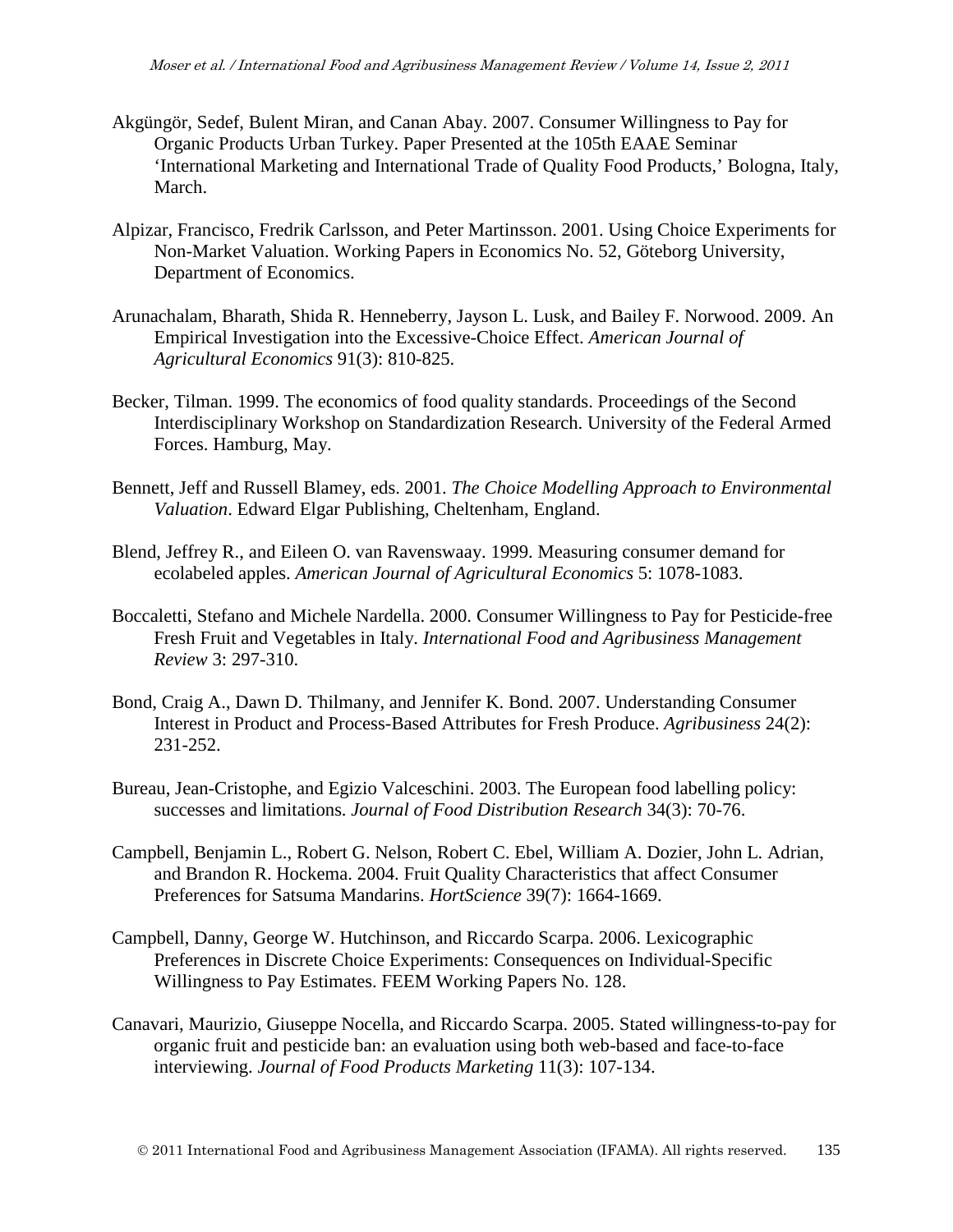Akgüngör, Sedef, Bulent Miran, and Canan Abay. 2007. Consumer Willingness to Pay for Organic Products Urban Turkey. Paper Presented at the 105th EAAE Seminar 'International Marketing and International Trade of Quality Food Products,' Bologna, Italy, March.

Alpizar, Francisco, Fredrik Carlsson, and Peter Martinsson. 2001. Using Choice Experiments for Non-Market Valuation. Working Papers in Economics No. 52, Göteborg University, Department of Economics.

Arunachalam, Bharath, Shida R. Henneberry, Jayson L. Lusk, and Bailey F. Norwood. 2009. An Empirical Investigation into the Excessive-Choice Effect. *American Journal of Agricultural Economics* 91(3): 810-825.

Becker, Tilman. 1999. The economics of food quality standards. Proceedings of the Second Interdisciplinary Workshop on Standardization Research. University of the Federal Armed Forces. Hamburg, May.

Bennett, Jeff and Russell Blamey, eds. 2001. *The Choice Modelling Approach to Environmental Valuation*. Edward Elgar Publishing, Cheltenham, England.

Blend, Jeffrey R., and Eileen O. van Ravenswaay. 1999. Measuring consumer demand for ecolabeled apples. *American Journal of Agricultural Economics* 5: 1078-1083.

Boccaletti, Stefano and Michele Nardella. 2000. Consumer Willingness to Pay for Pesticide-free Fresh Fruit and Vegetables in Italy. *International Food and Agribusiness Management Review* 3: 297-310.

Bond, Craig A., Dawn D. Thilmany, and Jennifer K. Bond. 2007. Understanding Consumer Interest in Product and Process-Based Attributes for Fresh Produce. *Agribusiness* 24(2): 231-252.

Bureau, Jean-Cristophe, and Egizio Valceschini. 2003. The European food labelling policy: successes and limitations. *Journal of Food Distribution Research* 34(3): 70-76.

Campbell, Benjamin L., Robert G. Nelson, Robert C. Ebel, William A. Dozier, John L. Adrian, and Brandon R. Hockema. 2004. Fruit Quality Characteristics that affect Consumer Preferences for Satsuma Mandarins. *HortScience* 39(7): 1664-1669.

Campbell, Danny, George W. Hutchinson, and Riccardo Scarpa. 2006. Lexicographic Preferences in Discrete Choice Experiments: Consequences on Individual-Specific Willingness to Pay Estimates. FEEM Working Papers No. 128.

Canavari, Maurizio, Giuseppe Nocella, and Riccardo Scarpa. 2005. Stated willingness-to-pay for organic fruit and pesticide ban: an evaluation using both web-based and face-to-face interviewing. *Journal of Food Products Marketing* 11(3): 107-134.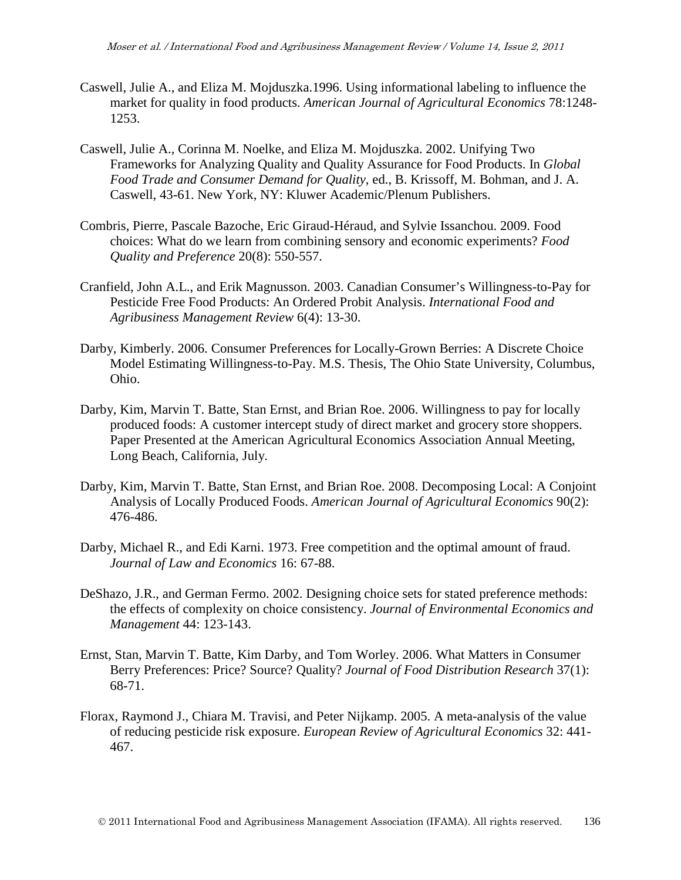Caswell, Julie A., and Eliza M. Mojduszka.1996. Using informational labeling to influence the market for quality in food products. *American Journal of Agricultural Economics* 78:1248-1253.

Caswell, Julie A., Corinna M. Noelke, and Eliza M. Mojduszka. 2002. Unifying Two Frameworks for Analyzing Quality and Quality Assurance for Food Products. In *Global Food Trade and Consumer Demand for Quality*, ed., B. Krissoff, M. Bohman, and J. A. Caswell, 43-61. New York, NY: Kluwer Academic/Plenum Publishers.

Combris, Pierre, Pascale Bazoche, Eric Giraud-Héraud, and Sylvie Issanchou. 2009. Food choices: What do we learn from combining sensory and economic experiments? *Food Quality and Preference* 20(8): 550-557.

Cranfield, John A.L., and Erik Magnusson. 2003. Canadian Consumer's Willingness-to-Pay for Pesticide Free Food Products: An Ordered Probit Analysis. *International Food and Agribusiness Management Review* 6(4): 13-30.

Darby, Kimberly. 2006. Consumer Preferences for Locally-Grown Berries: A Discrete Choice Model Estimating Willingness-to-Pay. M.S. Thesis, The Ohio State University, Columbus, Ohio.

Darby, Kim, Marvin T. Batte, Stan Ernst, and Brian Roe. 2006. Willingness to pay for locally produced foods: A customer intercept study of direct market and grocery store shoppers. Paper Presented at the American Agricultural Economics Association Annual Meeting, Long Beach, California, July.

Darby, Kim, Marvin T. Batte, Stan Ernst, and Brian Roe. 2008. Decomposing Local: A Conjoint Analysis of Locally Produced Foods. *American Journal of Agricultural Economics* 90(2): 476-486.

Darby, Michael R., and Edi Karni. 1973. Free competition and the optimal amount of fraud. *Journal of Law and Economics* 16: 67-88.

DeShazo, J.R., and German Fermo. 2002. Designing choice sets for stated preference methods: the effects of complexity on choice consistency. *Journal of Environmental Economics and Management* 44: 123-143.

Ernst, Stan, Marvin T. Batte, Kim Darby, and Tom Worley. 2006. What Matters in Consumer Berry Preferences: Price? Source? Quality? *Journal of Food Distribution Research* 37(1): 68-71.

Florax, Raymond J., Chiara M. Travisi, and Peter Nijkamp. 2005. A meta-analysis of the value of reducing pesticide risk exposure. *European Review of Agricultural Economics* 32: 441-467.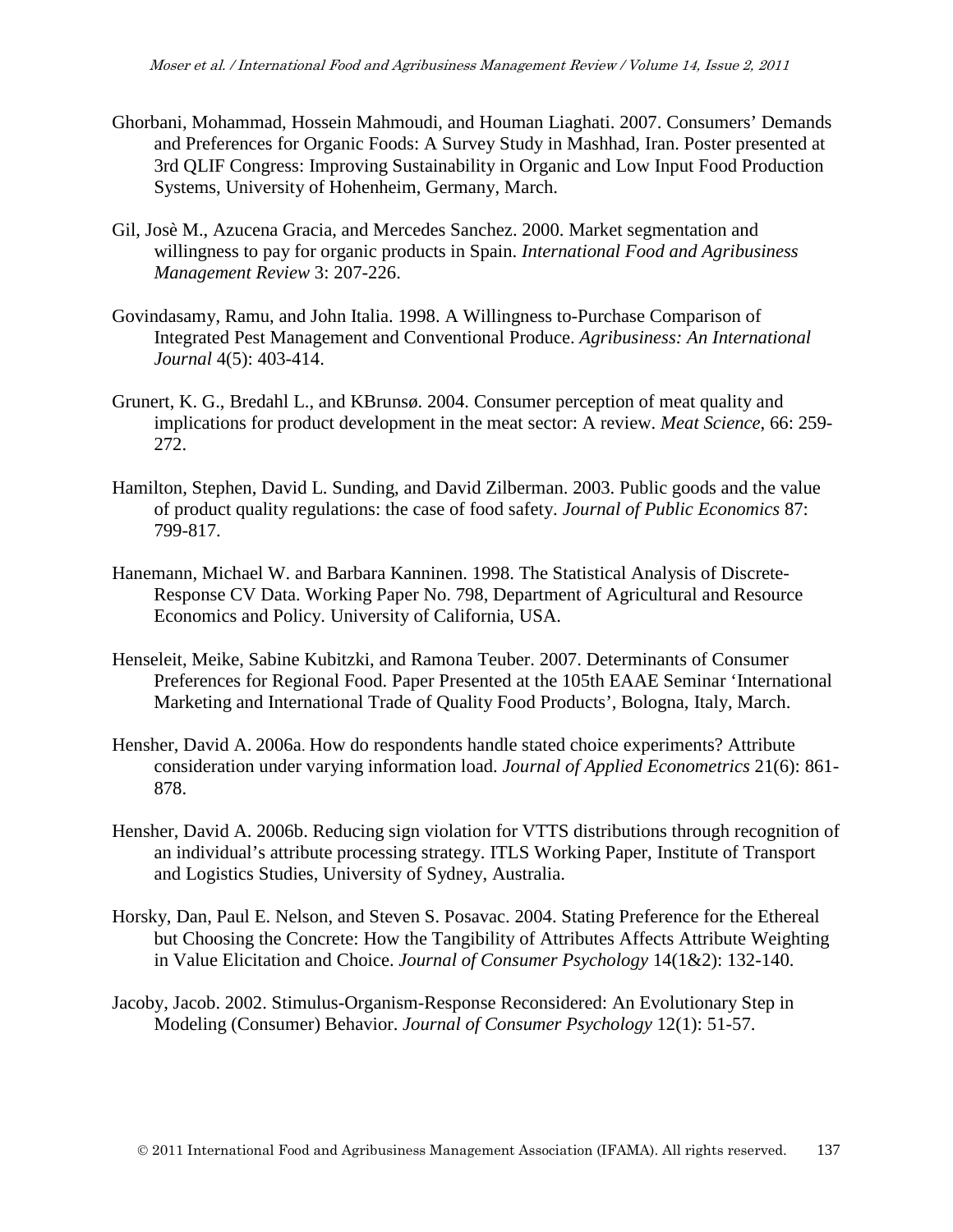Ghorbani, Mohammad, Hossein Mahmoudi, and Houman Liaghati. 2007. Consumers' Demands and Preferences for Organic Foods: A Survey Study in Mashhad, Iran. Poster presented at 3rd QLIF Congress: Improving Sustainability in Organic and Low Input Food Production Systems, University of Hohenheim, Germany, March.

Gil, Josè M., Azucena Gracia, and Mercedes Sanchez. 2000. Market segmentation and willingness to pay for organic products in Spain. *International Food and Agribusiness Management Review* 3: 207-226.

Govindasamy, Ramu, and John Italia. 1998. A Willingness to-Purchase Comparison of Integrated Pest Management and Conventional Produce. *Agribusiness: An International Journal* 4(5): 403-414.

Grunert, K. G., Bredahl L., and KBrunsø. 2004. Consumer perception of meat quality and implications for product development in the meat sector: A review. *Meat Science*, 66: 259-272.

Hamilton, Stephen, David L. Sunding, and David Zilberman. 2003. Public goods and the value of product quality regulations: the case of food safety. *Journal of Public Economics* 87: 799-817.

Hanemann, Michael W. and Barbara Kanninen. 1998. The Statistical Analysis of Discrete-Response CV Data. Working Paper No. 798, Department of Agricultural and Resource Economics and Policy. University of California, USA.

Henseleit, Meike, Sabine Kubitzki, and Ramona Teuber. 2007. Determinants of Consumer Preferences for Regional Food. Paper Presented at the 105th EAAE Seminar 'International Marketing and International Trade of Quality Food Products', Bologna, Italy, March.

Hensher, David A. 2006a. How do respondents handle stated choice experiments? Attribute consideration under varying information load. *Journal of Applied Econometrics* 21(6): 861-878.

Hensher, David A. 2006b. Reducing sign violation for VTTS distributions through recognition of an individual's attribute processing strategy. ITLS Working Paper, Institute of Transport and Logistics Studies, University of Sydney, Australia.

Horsky, Dan, Paul E. Nelson, and Steven S. Posavac. 2004. Stating Preference for the Ethereal but Choosing the Concrete: How the Tangibility of Attributes Affects Attribute Weighting in Value Elicitation and Choice. *Journal of Consumer Psychology* 14(1&2): 132-140.

Jacoby, Jacob. 2002. Stimulus-Organism-Response Reconsidered: An Evolutionary Step in Modeling (Consumer) Behavior. *Journal of Consumer Psychology* 12(1): 51-57.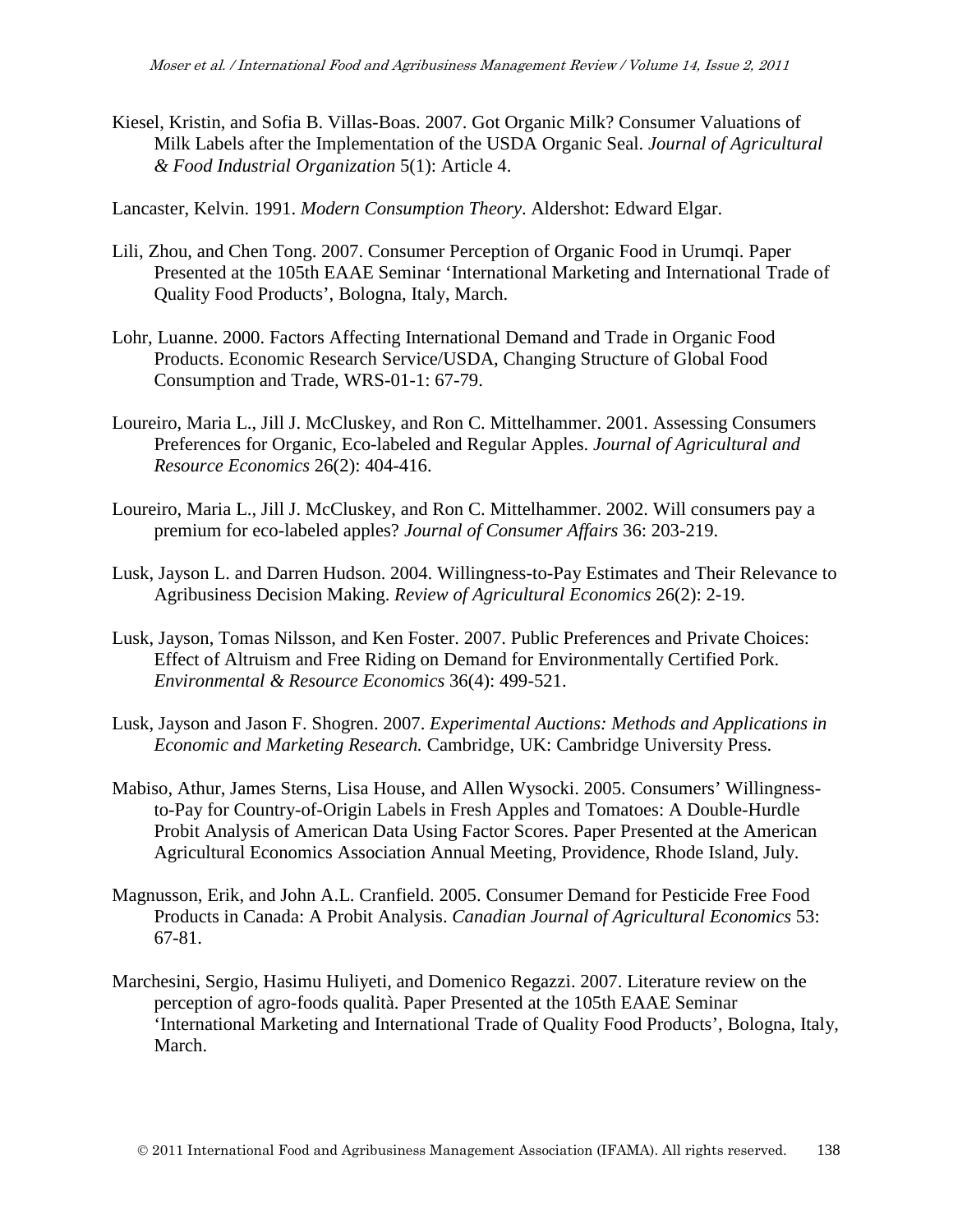Kiesel, Kristin, and Sofia B. Villas-Boas. 2007. Got Organic Milk? Consumer Valuations of Milk Labels after the Implementation of the USDA Organic Seal. *Journal of Agricultural & Food Industrial Organization* 5(1): Article 4.

Lancaster, Kelvin. 1991. *Modern Consumption Theory*. Aldershot: Edward Elgar.

Lili, Zhou, and Chen Tong. 2007. Consumer Perception of Organic Food in Urumqi. Paper Presented at the 105th EAAE Seminar 'International Marketing and International Trade of Quality Food Products', Bologna, Italy, March.

Lohr, Luanne. 2000. Factors Affecting International Demand and Trade in Organic Food Products. Economic Research Service/USDA, Changing Structure of Global Food Consumption and Trade, WRS-01-1: 67-79.

Loureiro, Maria L., Jill J. McCluskey, and Ron C. Mittelhammer. 2001. Assessing Consumers Preferences for Organic, Eco-labeled and Regular Apples. *Journal of Agricultural and Resource Economics* 26(2): 404-416.

Loureiro, Maria L., Jill J. McCluskey, and Ron C. Mittelhammer. 2002. Will consumers pay a premium for eco-labeled apples? *Journal of Consumer Affairs* 36: 203-219.

Lusk, Jayson L. and Darren Hudson. 2004. Willingness-to-Pay Estimates and Their Relevance to Agribusiness Decision Making. *Review of Agricultural Economics* 26(2): 2-19.

Lusk, Jayson, Tomas Nilsson, and Ken Foster. 2007. Public Preferences and Private Choices: Effect of Altruism and Free Riding on Demand for Environmentally Certified Pork. *Environmental & Resource Economics* 36(4): 499-521.

Lusk, Jayson and Jason F. Shogren. 2007. *Experimental Auctions: Methods and Applications in Economic and Marketing Research.* Cambridge, UK: Cambridge University Press.

Mabiso, Athur, James Sterns, Lisa House, and Allen Wysocki. 2005. Consumers' Willingness-to-Pay for Country-of-Origin Labels in Fresh Apples and Tomatoes: A Double-Hurdle Probit Analysis of American Data Using Factor Scores. Paper Presented at the American Agricultural Economics Association Annual Meeting, Providence, Rhode Island, July.

Magnusson, Erik, and John A.L. Cranfield. 2005. Consumer Demand for Pesticide Free Food Products in Canada: A Probit Analysis. *Canadian Journal of Agricultural Economics* 53: 67-81.

Marchesini, Sergio, Hasimu Huliyeti, and Domenico Regazzi. 2007. Literature review on the perception of agro-foods qualità. Paper Presented at the 105th EAAE Seminar 'International Marketing and International Trade of Quality Food Products', Bologna, Italy, March.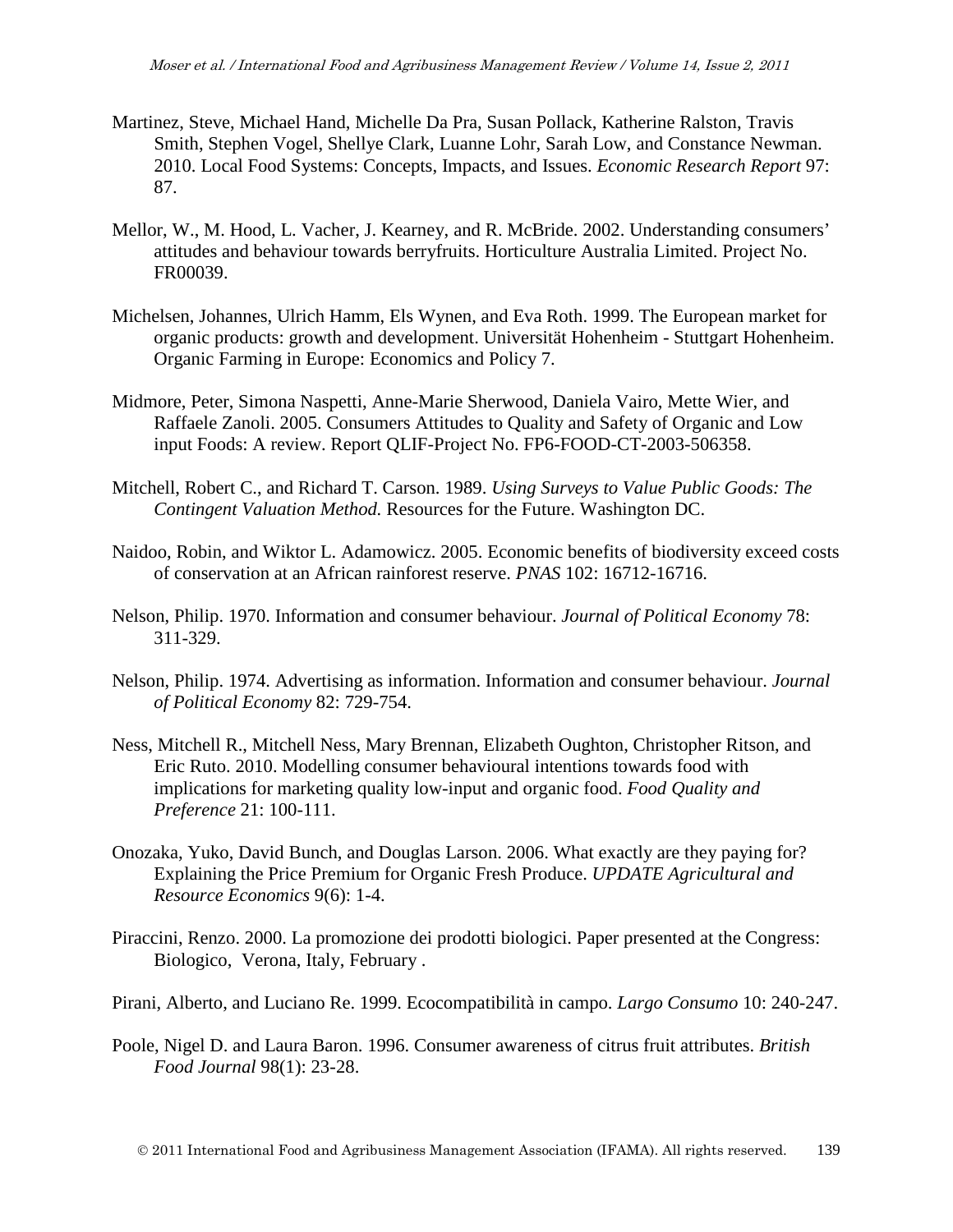Martinez, Steve, Michael Hand, Michelle Da Pra, Susan Pollack, Katherine Ralston, Travis Smith, Stephen Vogel, Shellye Clark, Luanne Lohr, Sarah Low, and Constance Newman. 2010. Local Food Systems: Concepts, Impacts, and Issues. *Economic Research Report* 97: 87.

Mellor, W., M. Hood, L. Vacher, J. Kearney, and R. McBride. 2002. Understanding consumers' attitudes and behaviour towards berryfruits. Horticulture Australia Limited. Project No. FR00039.

Michelsen, Johannes, Ulrich Hamm, Els Wynen, and Eva Roth. 1999. The European market for organic products: growth and development. Universität Hohenheim - Stuttgart Hohenheim. Organic Farming in Europe: Economics and Policy 7.

Midmore, Peter, Simona Naspetti, Anne-Marie Sherwood, Daniela Vairo, Mette Wier, and Raffaele Zanoli. 2005. Consumers Attitudes to Quality and Safety of Organic and Low input Foods: A review. Report QLIF-Project No. FP6-FOOD-CT-2003-506358.

Mitchell, Robert C., and Richard T. Carson. 1989. *Using Surveys to Value Public Goods: The Contingent Valuation Method.* Resources for the Future. Washington DC.

Naidoo, Robin, and Wiktor L. Adamowicz. 2005. Economic benefits of biodiversity exceed costs of conservation at an African rainforest reserve. *PNAS* 102: 16712-16716.

Nelson, Philip. 1970. Information and consumer behaviour. *Journal of Political Economy* 78: 311-329.

Nelson, Philip. 1974. Advertising as information. Information and consumer behaviour. *Journal of Political Economy* 82: 729-754.

Ness, Mitchell R., Mitchell Ness, Mary Brennan, Elizabeth Oughton, Christopher Ritson, and Eric Ruto. 2010. Modelling consumer behavioural intentions towards food with implications for marketing quality low-input and organic food. *Food Quality and Preference* 21: 100-111.

Onozaka, Yuko, David Bunch, and Douglas Larson. 2006. What exactly are they paying for? Explaining the Price Premium for Organic Fresh Produce. *UPDATE Agricultural and Resource Economics* 9(6): 1-4.

Piraccini, Renzo. 2000. La promozione dei prodotti biologici. Paper presented at the Congress: Biologico, Verona, Italy, February .

Pirani, Alberto, and Luciano Re. 1999. Ecocompatibilità in campo. *Largo Consumo* 10: 240-247.

Poole, Nigel D. and Laura Baron. 1996. Consumer awareness of citrus fruit attributes. *British Food Journal* 98(1): 23-28.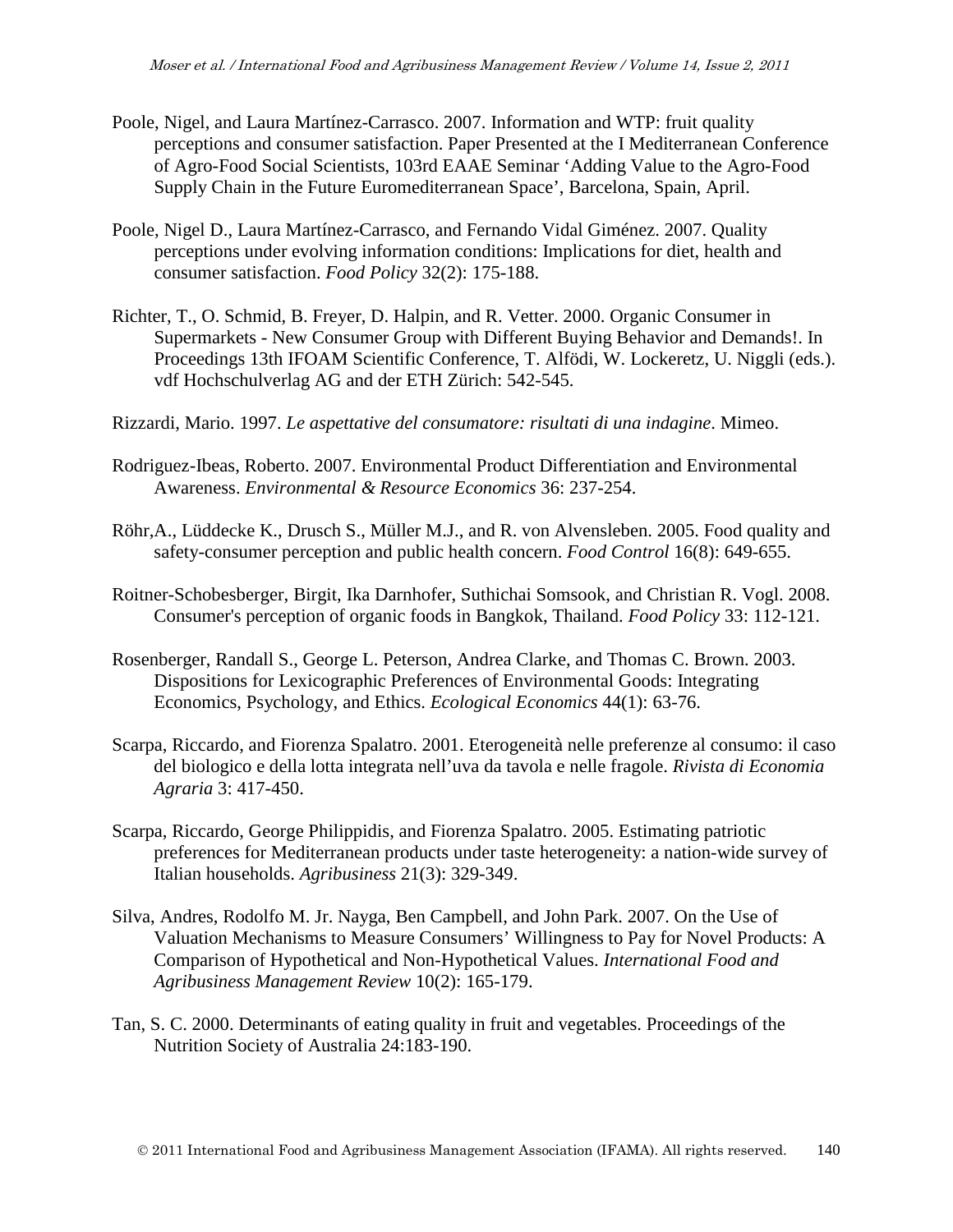Poole, Nigel, and Laura Martínez-Carrasco. 2007. Information and WTP: fruit quality perceptions and consumer satisfaction. Paper Presented at the I Mediterranean Conference of Agro-Food Social Scientists, 103rd EAAE Seminar 'Adding Value to the Agro-Food Supply Chain in the Future Euromediterranean Space', Barcelona, Spain, April.

Poole, Nigel D., Laura Martínez-Carrasco, and Fernando Vidal Giménez. 2007. Quality perceptions under evolving information conditions: Implications for diet, health and consumer satisfaction. *Food Policy* 32(2): 175-188.

Richter, T., O. Schmid, B. Freyer, D. Halpin, and R. Vetter. 2000. Organic Consumer in Supermarkets - New Consumer Group with Different Buying Behavior and Demands!. In Proceedings 13th IFOAM Scientific Conference, T. Alföldi, W. Lockeretz, U. Niggli (eds.). vdf Hochschulverlag AG and der ETH Zürich: 542-545.

Rizzardi, Mario. 1997. *Le aspettative del consumatore: risultati di una indagine*. Mimeo.

Rodriguez-Ibeas, Roberto. 2007. Environmental Product Differentiation and Environmental Awareness. *Environmental & Resource Economics* 36: 237-254.

Röhr,A., Lüddecke K., Drusch S., Müller M.J., and R. von Alvensleben. 2005. Food quality and safety-consumer perception and public health concern. *Food Control* 16(8): 649-655.

Roitner-Schobesberger, Birgit, Ika Darnhofer, Suthichai Somsook, and Christian R. Vogl. 2008. Consumer's perception of organic foods in Bangkok, Thailand. *Food Policy* 33: 112-121.

Rosenberger, Randall S., George L. Peterson, Andrea Clarke, and Thomas C. Brown. 2003. Dispositions for Lexicographic Preferences of Environmental Goods: Integrating Economics, Psychology, and Ethics. *Ecological Economics* 44(1): 63-76.

Scarpa, Riccardo, and Fiorenza Spalatro. 2001. Eterogeneità nelle preferenze al consumo: il caso del biologico e della lotta integrata nell'uva da tavola e nelle fragole. *Rivista di Economia Agraria* 3: 417-450.

Scarpa, Riccardo, George Philippidis, and Fiorenza Spalatro. 2005. Estimating patriotic preferences for Mediterranean products under taste heterogeneity: a nation-wide survey of Italian households. *Agribusiness* 21(3): 329-349.

Silva, Andres, Rodolfo M. Jr. Nayga, Ben Campbell, and John Park. 2007. On the Use of Valuation Mechanisms to Measure Consumers' Willingness to Pay for Novel Products: A Comparison of Hypothetical and Non-Hypothetical Values. *International Food and Agribusiness Management Review* 10(2): 165-179.

Tan, S. C. 2000. Determinants of eating quality in fruit and vegetables. Proceedings of the Nutrition Society of Australia 24:183-190.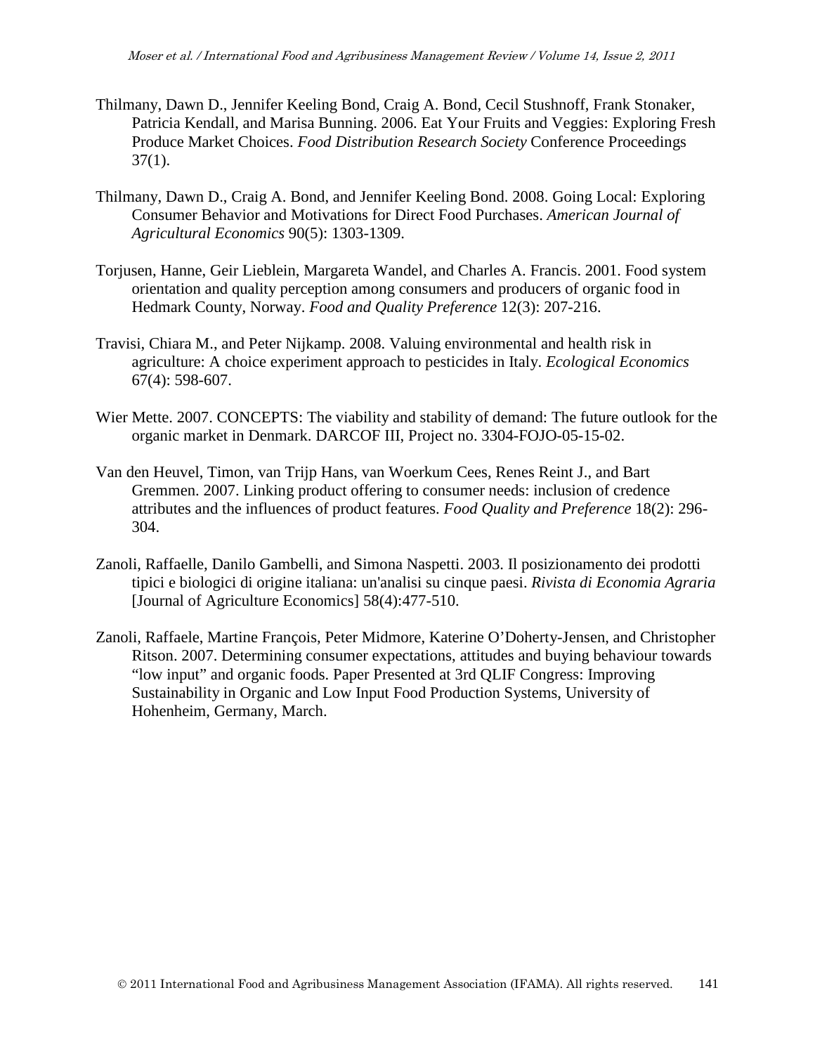Thilmany, Dawn D., Jennifer Keeling Bond, Craig A. Bond, Cecil Stushnoff, Frank Stonaker, Patricia Kendall, and Marisa Bunning. 2006. Eat Your Fruits and Veggies: Exploring Fresh Produce Market Choices. *Food Distribution Research Society* Conference Proceedings 37(1).

Thilmany, Dawn D., Craig A. Bond, and Jennifer Keeling Bond. 2008. Going Local: Exploring Consumer Behavior and Motivations for Direct Food Purchases. *American Journal of Agricultural Economics* 90(5): 1303-1309.

Torjusen, Hanne, Geir Lieblein, Margareta Wandel, and Charles A. Francis. 2001. Food system orientation and quality perception among consumers and producers of organic food in Hedmark County, Norway. *Food and Quality Preference* 12(3): 207-216.

Travisi, Chiara M., and Peter Nijkamp. 2008. Valuing environmental and health risk in agriculture: A choice experiment approach to pesticides in Italy. *Ecological Economics* 67(4): 598-607.

Wier Mette. 2007. CONCEPTS: The viability and stability of demand: The future outlook for the organic market in Denmark. DARCOF III, Project no. 3304-FOJO-05-15-02.

Van den Heuvel, Timon, van Trijp Hans, van Woerkum Cees, Renes Reint J., and Bart Gremmen. 2007. Linking product offering to consumer needs: inclusion of credence attributes and the influences of product features. *Food Quality and Preference* 18(2): 296-304.

Zanoli, Raffaelle, Danilo Gambelli, and Simona Naspetti. 2003. Il posizionamento dei prodotti tipici e biologici di origine italiana: un'analisi su cinque paesi. *Rivista di Economia Agraria* [Journal of Agriculture Economics] 58(4):477-510.

Zanoli, Raffaele, Martine François, Peter Midmore, Katerine O'Doherty-Jensen, and Christopher Ritson. 2007. Determining consumer expectations, attitudes and buying behaviour towards "low input" and organic foods. Paper Presented at 3rd QLIF Congress: Improving Sustainability in Organic and Low Input Food Production Systems, University of Hohenheim, Germany, March.